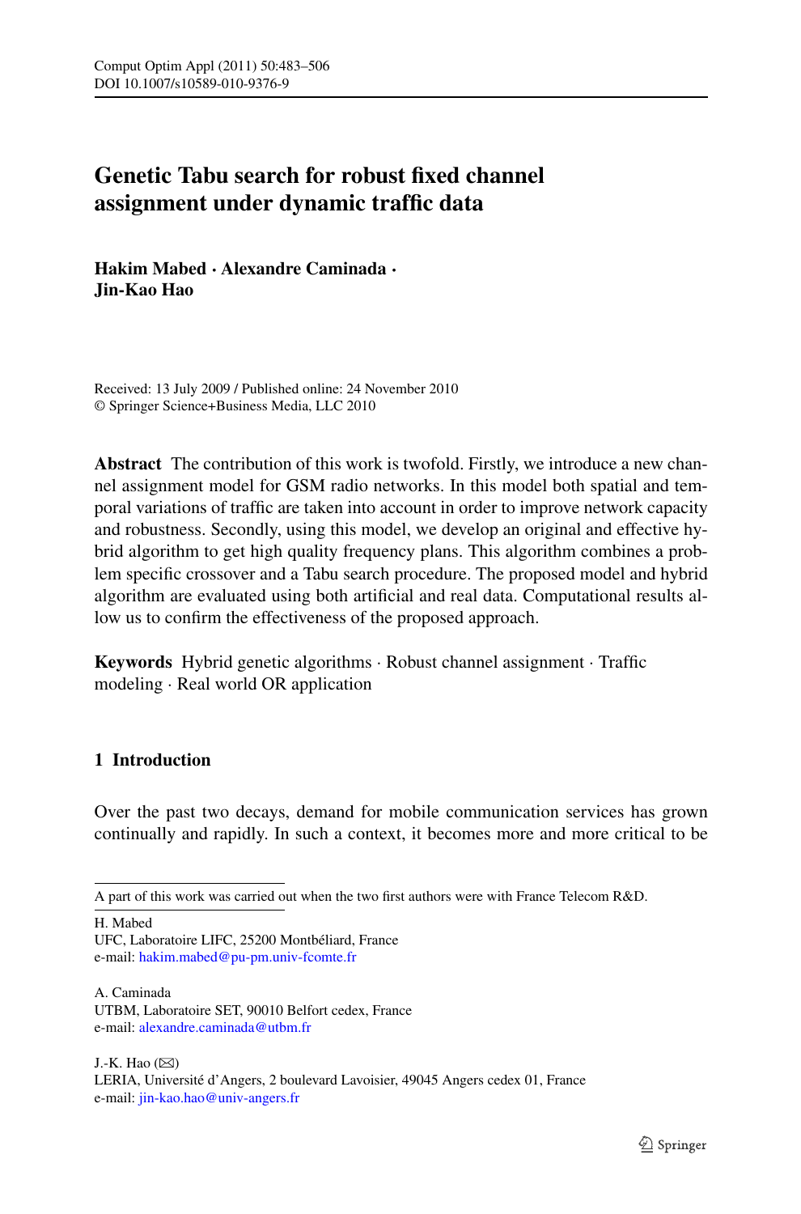# Genetic Tabu search for robust fixed channel assignment under dynamic traffic data

**Hakim Mabed · Alexandre Caminada · Jin-Kao Hao**

Received: 13 July 2009 / Published online: 24 November 2010
© Springer Science+Business Media, LLC 2010

**Abstract** The contribution of this work is twofold. Firstly, we introduce a new channel assignment model for GSM radio networks. In this model both spatial and temporal variations of traffic are taken into account in order to improve network capacity and robustness. Secondly, using this model, we develop an original and effective hybrid algorithm to get high quality frequency plans. This algorithm combines a problem specific crossover and a Tabu search procedure. The proposed model and hybrid algorithm are evaluated using both artificial and real data. Computational results allow us to confirm the effectiveness of the proposed approach.

**Keywords** Hybrid genetic algorithms · Robust channel assignment · Traffic modeling · Real world OR application

## 1 Introduction

Over the past two decays, demand for mobile communication services has grown continually and rapidly. In such a context, it becomes more and more critical to be

---

A part of this work was carried out when the two first authors were with France Telecom R&D.

H. Mabed
UFC, Laboratoire LIFC, 25200 Montbéliard, France
e-mail: hakim.mabed@pu-pm.univ-fcomte.fr

A. Caminada
UTBM, Laboratoire SET, 90010 Belfort cedex, France
e-mail: alexandre.caminada@utbm.fr

J.-K. Hao (✉)
LERIA, Université d'Angers, 2 boulevard Lavoisier, 49045 Angers cedex 01, France
e-mail: jin-kao.hao@univ-angers.fr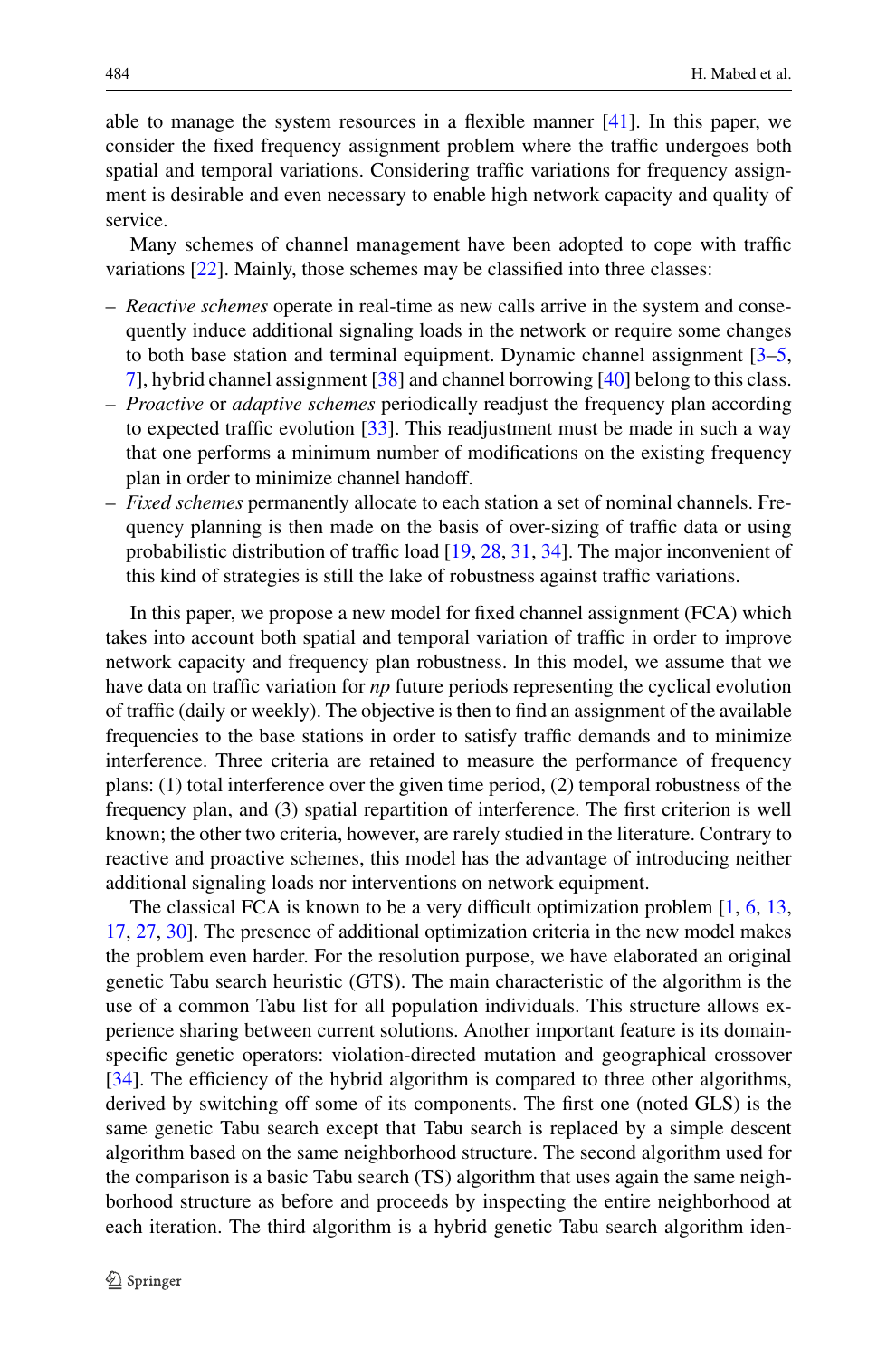able to manage the system resources in a flexible manner [41]. In this paper, we consider the fixed frequency assignment problem where the traffic undergoes both spatial and temporal variations. Considering traffic variations for frequency assignment is desirable and even necessary to enable high network capacity and quality of service.

Many schemes of channel management have been adopted to cope with traffic variations [22]. Mainly, those schemes may be classified into three classes:

- *Reactive schemes* operate in real-time as new calls arrive in the system and consequently induce additional signaling loads in the network or require some changes to both base station and terminal equipment. Dynamic channel assignment [3–5, 7], hybrid channel assignment [38] and channel borrowing [40] belong to this class.
- *Proactive* or *adaptive schemes* periodically readjust the frequency plan according to expected traffic evolution [33]. This readjustment must be made in such a way that one performs a minimum number of modifications on the existing frequency plan in order to minimize channel handoff.
- *Fixed schemes* permanently allocate to each station a set of nominal channels. Frequency planning is then made on the basis of over-sizing of traffic data or using probabilistic distribution of traffic load [19, 28, 31, 34]. The major inconvenient of this kind of strategies is still the lake of robustness against traffic variations.

In this paper, we propose a new model for fixed channel assignment (FCA) which takes into account both spatial and temporal variation of traffic in order to improve network capacity and frequency plan robustness. In this model, we assume that we have data on traffic variation for *np* future periods representing the cyclical evolution of traffic (daily or weekly). The objective is then to find an assignment of the available frequencies to the base stations in order to satisfy traffic demands and to minimize interference. Three criteria are retained to measure the performance of frequency plans: (1) total interference over the given time period, (2) temporal robustness of the frequency plan, and (3) spatial repartition of interference. The first criterion is well known; the other two criteria, however, are rarely studied in the literature. Contrary to reactive and proactive schemes, this model has the advantage of introducing neither additional signaling loads nor interventions on network equipment.

The classical FCA is known to be a very difficult optimization problem [1, 6, 13, 17, 27, 30]. The presence of additional optimization criteria in the new model makes the problem even harder. For the resolution purpose, we have elaborated an original genetic Tabu search heuristic (GTS). The main characteristic of the algorithm is the use of a common Tabu list for all population individuals. This structure allows experience sharing between current solutions. Another important feature is its domain-specific genetic operators: violation-directed mutation and geographical crossover [34]. The efficiency of the hybrid algorithm is compared to three other algorithms, derived by switching off some of its components. The first one (noted GLS) is the same genetic Tabu search except that Tabu search is replaced by a simple descent algorithm based on the same neighborhood structure. The second algorithm used for the comparison is a basic Tabu search (TS) algorithm that uses again the same neighborhood structure as before and proceeds by inspecting the entire neighborhood at each iteration. The third algorithm is a hybrid genetic Tabu search algorithm iden-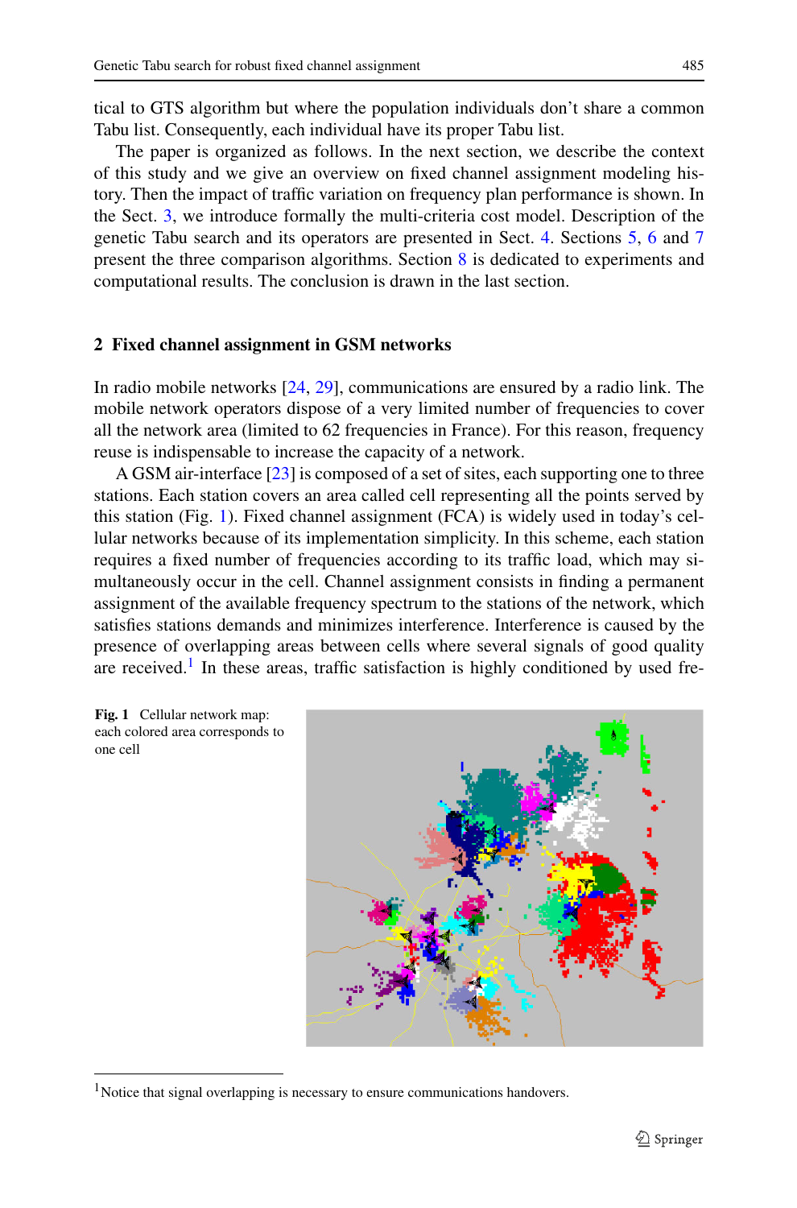tical to GTS algorithm but where the population individuals don't share a common Tabu list. Consequently, each individual have its proper Tabu list.

The paper is organized as follows. In the next section, we describe the context of this study and we give an overview on fixed channel assignment modeling history. Then the impact of traffic variation on frequency plan performance is shown. In the Sect. 3, we introduce formally the multi-criteria cost model. Description of the genetic Tabu search and its operators are presented in Sect. 4. Sections 5, 6 and 7 present the three comparison algorithms. Section 8 is dedicated to experiments and computational results. The conclusion is drawn in the last section.

## 2 Fixed channel assignment in GSM networks

In radio mobile networks [24, 29], communications are ensured by a radio link. The mobile network operators dispose of a very limited number of frequencies to cover all the network area (limited to 62 frequencies in France). For this reason, frequency reuse is indispensable to increase the capacity of a network.

A GSM air-interface [23] is composed of a set of sites, each supporting one to three stations. Each station covers an area called cell representing all the points served by this station (Fig. 1). Fixed channel assignment (FCA) is widely used in today's cellular networks because of its implementation simplicity. In this scheme, each station requires a fixed number of frequencies according to its traffic load, which may simultaneously occur in the cell. Channel assignment consists in finding a permanent assignment of the available frequency spectrum to the stations of the network, which satisfies stations demands and minimizes interference. Interference is caused by the presence of overlapping areas between cells where several signals of good quality are received.[1] In these areas, traffic satisfaction is highly conditioned by used fre-

**Fig. 1** Cellular network map: each colored area corresponds to one cell

[1] Notice that signal overlapping is necessary to ensure communications handovers.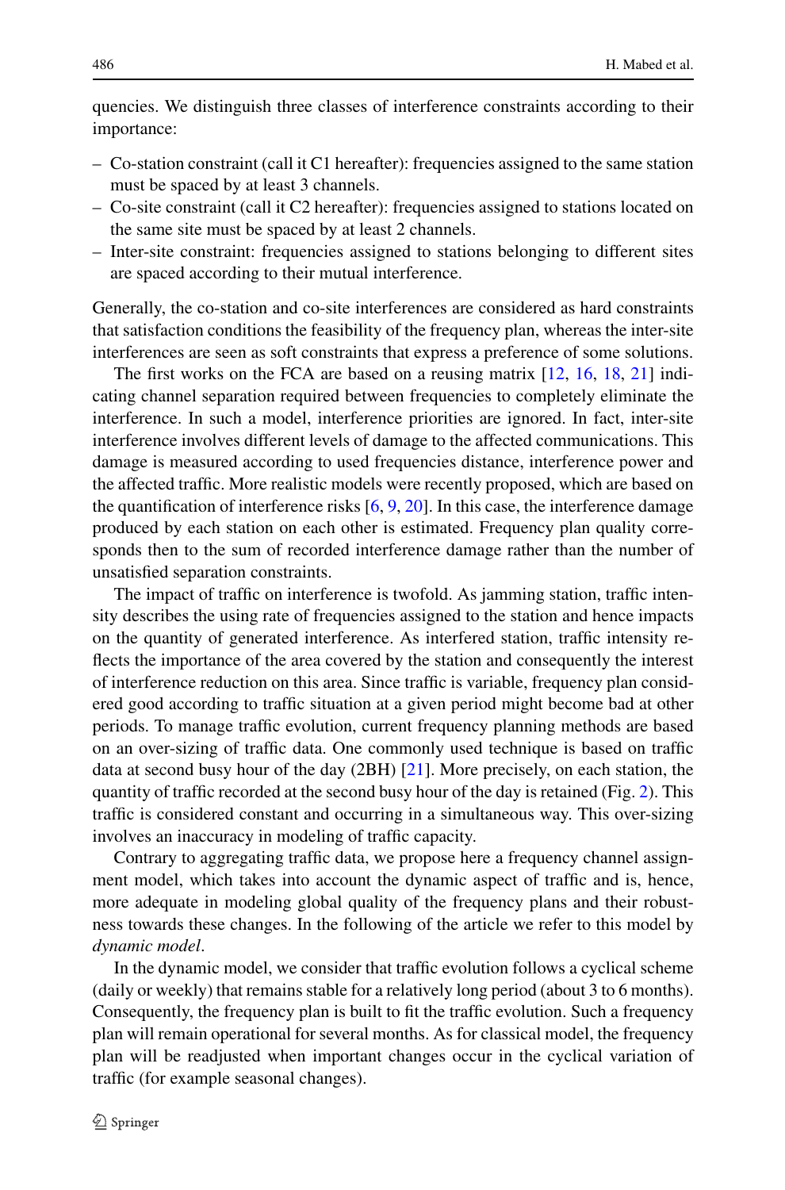quencies. We distinguish three classes of interference constraints according to their importance:

- Co-station constraint (call it C1 hereafter): frequencies assigned to the same station must be spaced by at least 3 channels.
- Co-site constraint (call it C2 hereafter): frequencies assigned to stations located on the same site must be spaced by at least 2 channels.
- Inter-site constraint: frequencies assigned to stations belonging to different sites are spaced according to their mutual interference.

Generally, the co-station and co-site interferences are considered as hard constraints that satisfaction conditions the feasibility of the frequency plan, whereas the inter-site interferences are seen as soft constraints that express a preference of some solutions.

The first works on the FCA are based on a reusing matrix [12, 16, 18, 21] indicating channel separation required between frequencies to completely eliminate the interference. In such a model, interference priorities are ignored. In fact, inter-site interference involves different levels of damage to the affected communications. This damage is measured according to used frequencies distance, interference power and the affected traffic. More realistic models were recently proposed, which are based on the quantification of interference risks [6, 9, 20]. In this case, the interference damage produced by each station on each other is estimated. Frequency plan quality corresponds then to the sum of recorded interference damage rather than the number of unsatisfied separation constraints.

The impact of traffic on interference is twofold. As jamming station, traffic intensity describes the using rate of frequencies assigned to the station and hence impacts on the quantity of generated interference. As interfered station, traffic intensity reflects the importance of the area covered by the station and consequently the interest of interference reduction on this area. Since traffic is variable, frequency plan considered good according to traffic situation at a given period might become bad at other periods. To manage traffic evolution, current frequency planning methods are based on an over-sizing of traffic data. One commonly used technique is based on traffic data at second busy hour of the day (2BH) [21]. More precisely, on each station, the quantity of traffic recorded at the second busy hour of the day is retained (Fig. 2). This traffic is considered constant and occurring in a simultaneous way. This over-sizing involves an inaccuracy in modeling of traffic capacity.

Contrary to aggregating traffic data, we propose here a frequency channel assignment model, which takes into account the dynamic aspect of traffic and is, hence, more adequate in modeling global quality of the frequency plans and their robustness towards these changes. In the following of the article we refer to this model by *dynamic model*.

In the dynamic model, we consider that traffic evolution follows a cyclical scheme (daily or weekly) that remains stable for a relatively long period (about 3 to 6 months). Consequently, the frequency plan is built to fit the traffic evolution. Such a frequency plan will remain operational for several months. As for classical model, the frequency plan will be readjusted when important changes occur in the cyclical variation of traffic (for example seasonal changes).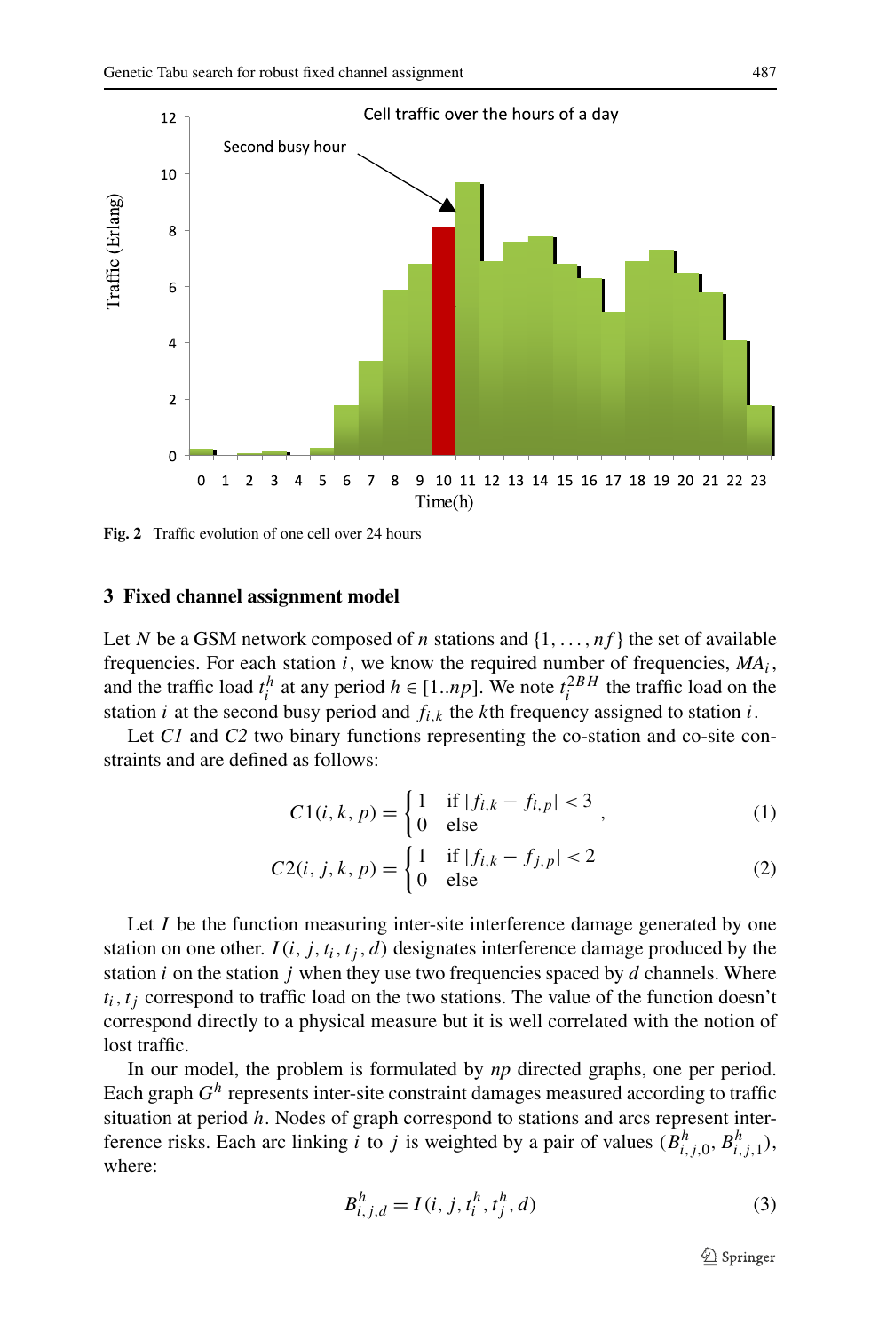Fig. 2 Traffic evolution of one cell over 24 hours

## 3 Fixed channel assignment model

Let $N$ be a GSM network composed of $n$ stations and $\{1, \ldots, nf\}$ the set of available frequencies. For each station $i$, we know the required number of frequencies, $MA_i$, and the traffic load $t_i^h$ at any period $h \in [1..np]$. We note $t_i^{2BH}$ the traffic load on the station $i$ at the second busy period and $f_{i,k}$ the $k$th frequency assigned to station $i$.

Let *C1* and *C2* two binary functions representing the co-station and co-site constraints and are defined as follows:

$$C1(i, k, p) = \begin{cases} 1 & \text{if } |f_{i,k} - f_{i,p}| < 3 \\ 0 & \text{else} \end{cases}, \tag{1}$$

$$C2(i, j, k, p) = \begin{cases} 1 & \text{if } |f_{i,k} - f_{j,p}| < 2 \\ 0 & \text{else} \end{cases} \tag{2}$$

Let $I$ be the function measuring inter-site interference damage generated by one station on one other. $I(i, j, t_i, t_j, d)$ designates interference damage produced by the station $i$ on the station $j$ when they use two frequencies spaced by $d$ channels. Where $t_i, t_j$ correspond to traffic load on the two stations. The value of the function doesn't correspond directly to a physical measure but it is well correlated with the notion of lost traffic.

In our model, the problem is formulated by $np$ directed graphs, one per period. Each graph $G^h$ represents inter-site constraint damages measured according to traffic situation at period $h$. Nodes of graph correspond to stations and arcs represent interference risks. Each arc linking $i$ to $j$ is weighted by a pair of values $(B^h_{i,j,0}, B^h_{i,j,1})$, where:

$$B^h_{i,j,d} = I(i, j, t_i^h, t_j^h, d) \tag{3}$$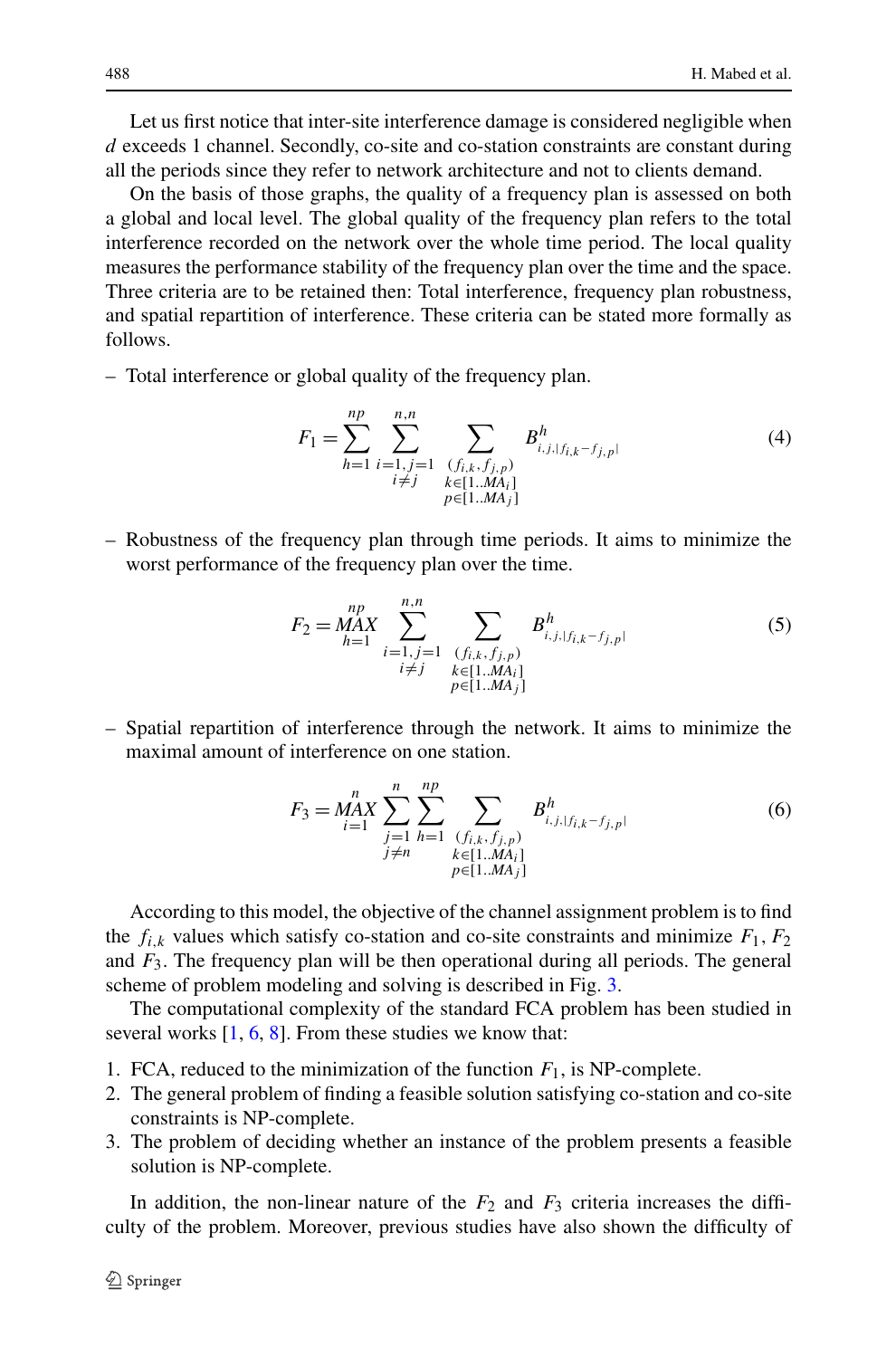Let us first notice that inter-site interference damage is considered negligible when $d$ exceeds 1 channel. Secondly, co-site and co-station constraints are constant during all the periods since they refer to network architecture and not to clients demand.

On the basis of those graphs, the quality of a frequency plan is assessed on both a global and local level. The global quality of the frequency plan refers to the total interference recorded on the network over the whole time period. The local quality measures the performance stability of the frequency plan over the time and the space. Three criteria are to be retained then: Total interference, frequency plan robustness, and spatial repartition of interference. These criteria can be stated more formally as follows.

– Total interference or global quality of the frequency plan.

$$F_1 = \sum_{h=1}^{np} \sum_{\substack{i=1,j=1 \\ i \neq j}}^{n,n} \sum_{\substack{(f_{i,k}, f_{j,p}) \\ k \in [1..MA_i] \\ p \in [1..MA_j]}} B^h_{i,j,|f_{i,k} - f_{j,p}|} \tag{4}$$

– Robustness of the frequency plan through time periods. It aims to minimize the worst performance of the frequency plan over the time.

$$F_2 = \underset{h=1}{\overset{np}{MAX}} \sum_{\substack{i=1,j=1 \\ i \neq j}}^{n,n} \sum_{\substack{(f_{i,k}, f_{j,p}) \\ k \in [1..MA_i] \\ p \in [1..MA_j]}} B^h_{i,j,|f_{i,k} - f_{j,p}|} \tag{5}$$

– Spatial repartition of interference through the network. It aims to minimize the maximal amount of interference on one station.

$$F_3 = \underset{i=1}{\overset{n}{MAX}} \sum_{\substack{j=1 \\ j \neq n}}^{n} \sum_{h=1}^{np} \sum_{\substack{(f_{i,k}, f_{j,p}) \\ k \in [1..MA_i] \\ p \in [1..MA_j]}} B^h_{i,j,|f_{i,k} - f_{j,p}|} \tag{6}$$

According to this model, the objective of the channel assignment problem is to find the $f_{i,k}$ values which satisfy co-station and co-site constraints and minimize $F_1$, $F_2$ and $F_3$. The frequency plan will be then operational during all periods. The general scheme of problem modeling and solving is described in Fig. 3.

The computational complexity of the standard FCA problem has been studied in several works [1, 6, 8]. From these studies we know that:

1. FCA, reduced to the minimization of the function $F_1$, is NP-complete.
2. The general problem of finding a feasible solution satisfying co-station and co-site constraints is NP-complete.
3. The problem of deciding whether an instance of the problem presents a feasible solution is NP-complete.

In addition, the non-linear nature of the $F_2$ and $F_3$ criteria increases the difficulty of the problem. Moreover, previous studies have also shown the difficulty of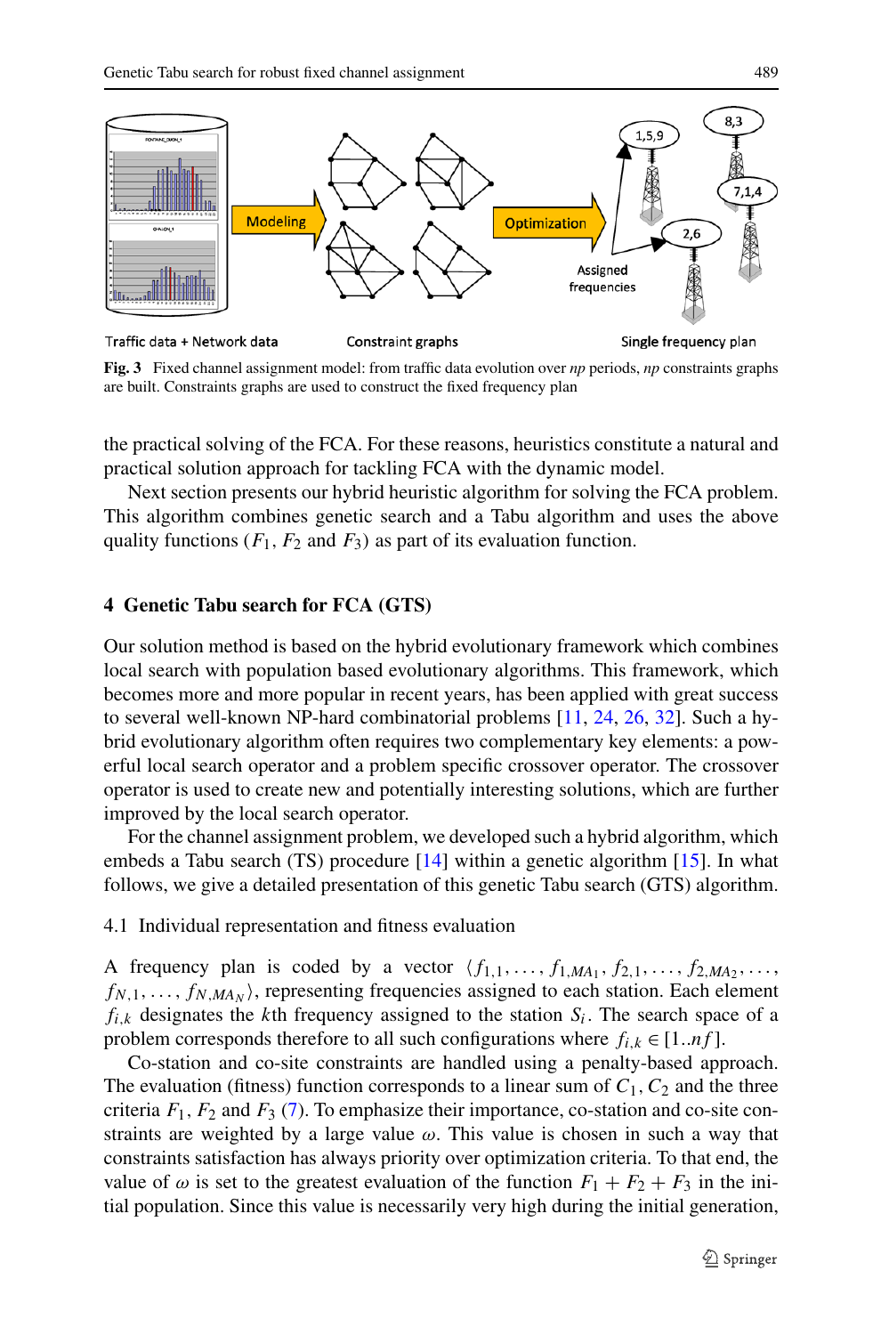**Fig. 3** Fixed channel assignment model: from traffic data evolution over *np* periods, *np* constraints graphs are built. Constraints graphs are used to construct the fixed frequency plan

the practical solving of the FCA. For these reasons, heuristics constitute a natural and practical solution approach for tackling FCA with the dynamic model.

Next section presents our hybrid heuristic algorithm for solving the FCA problem. This algorithm combines genetic search and a Tabu algorithm and uses the above quality functions ($F_1$, $F_2$ and $F_3$) as part of its evaluation function.

## 4 Genetic Tabu search for FCA (GTS)

Our solution method is based on the hybrid evolutionary framework which combines local search with population based evolutionary algorithms. This framework, which becomes more and more popular in recent years, has been applied with great success to several well-known NP-hard combinatorial problems [11, 24, 26, 32]. Such a hybrid evolutionary algorithm often requires two complementary key elements: a powerful local search operator and a problem specific crossover operator. The crossover operator is used to create new and potentially interesting solutions, which are further improved by the local search operator.

For the channel assignment problem, we developed such a hybrid algorithm, which embeds a Tabu search (TS) procedure [14] within a genetic algorithm [15]. In what follows, we give a detailed presentation of this genetic Tabu search (GTS) algorithm.

### 4.1 Individual representation and fitness evaluation

A frequency plan is coded by a vector $\langle f_{1,1}, \ldots, f_{1,MA_1}, f_{2,1}, \ldots, f_{2,MA_2}, \ldots, f_{N,1}, \ldots, f_{N,MA_N} \rangle$, representing frequencies assigned to each station. Each element $f_{i,k}$ designates the $k$th frequency assigned to the station $S_i$. The search space of a problem corresponds therefore to all such configurations where $f_{i,k} \in [1..nf]$.

Co-station and co-site constraints are handled using a penalty-based approach. The evaluation (fitness) function corresponds to a linear sum of $C_1$, $C_2$ and the three criteria $F_1$, $F_2$ and $F_3$ (7). To emphasize their importance, co-station and co-site constraints are weighted by a large value $\omega$. This value is chosen in such a way that constraints satisfaction has always priority over optimization criteria. To that end, the value of $\omega$ is set to the greatest evaluation of the function $F_1 + F_2 + F_3$ in the initial population. Since this value is necessarily very high during the initial generation,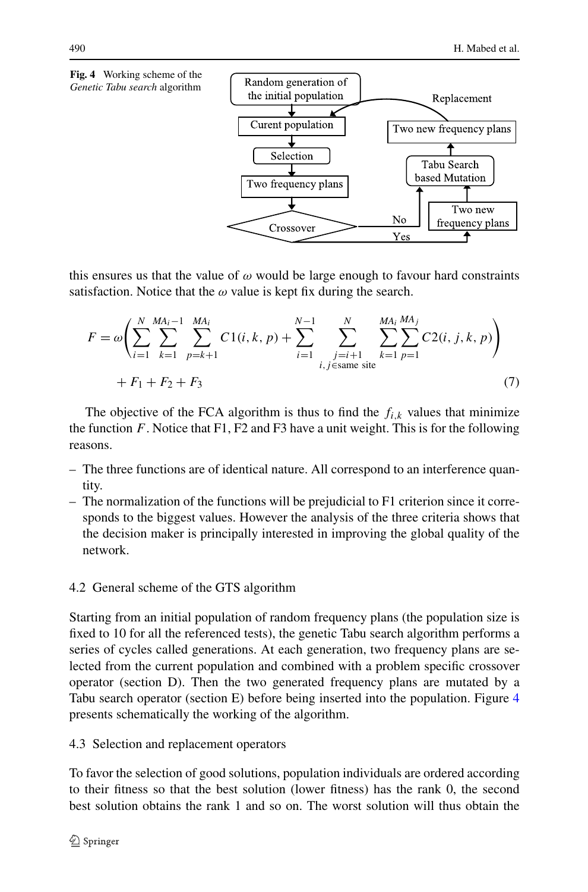**Fig. 4** Working scheme of the *Genetic Tabu search* algorithm

this ensures us that the value of $\omega$ would be large enough to favour hard constraints satisfaction. Notice that the $\omega$ value is kept fix during the search.

$$F = \omega\left(\sum_{i=1}^{N}\sum_{k=1}^{MA_i-1}\sum_{p=k+1}^{MA_i} C1(i,k,p) + \sum_{i=1}^{N-1}\sum_{\substack{j=i+1\\ i,j\in\text{same site}}}^{N}\sum_{k=1}^{MA_i}\sum_{p=1}^{MA_j} C2(i,j,k,p)\right) + F_1 + F_2 + F_3 \tag{7}$$

The objective of the FCA algorithm is thus to find the $f_{i,k}$ values that minimize the function $F$. Notice that F1, F2 and F3 have a unit weight. This is for the following reasons.

- The three functions are of identical nature. All correspond to an interference quantity.
- The normalization of the functions will be prejudicial to F1 criterion since it corresponds to the biggest values. However the analysis of the three criteria shows that the decision maker is principally interested in improving the global quality of the network.

### 4.2 General scheme of the GTS algorithm

Starting from an initial population of random frequency plans (the population size is fixed to 10 for all the referenced tests), the genetic Tabu search algorithm performs a series of cycles called generations. At each generation, two frequency plans are selected from the current population and combined with a problem specific crossover operator (section D). Then the two generated frequency plans are mutated by a Tabu search operator (section E) before being inserted into the population. Figure 4 presents schematically the working of the algorithm.

### 4.3 Selection and replacement operators

To favor the selection of good solutions, population individuals are ordered according to their fitness so that the best solution (lower fitness) has the rank 0, the second best solution obtains the rank 1 and so on. The worst solution will thus obtain the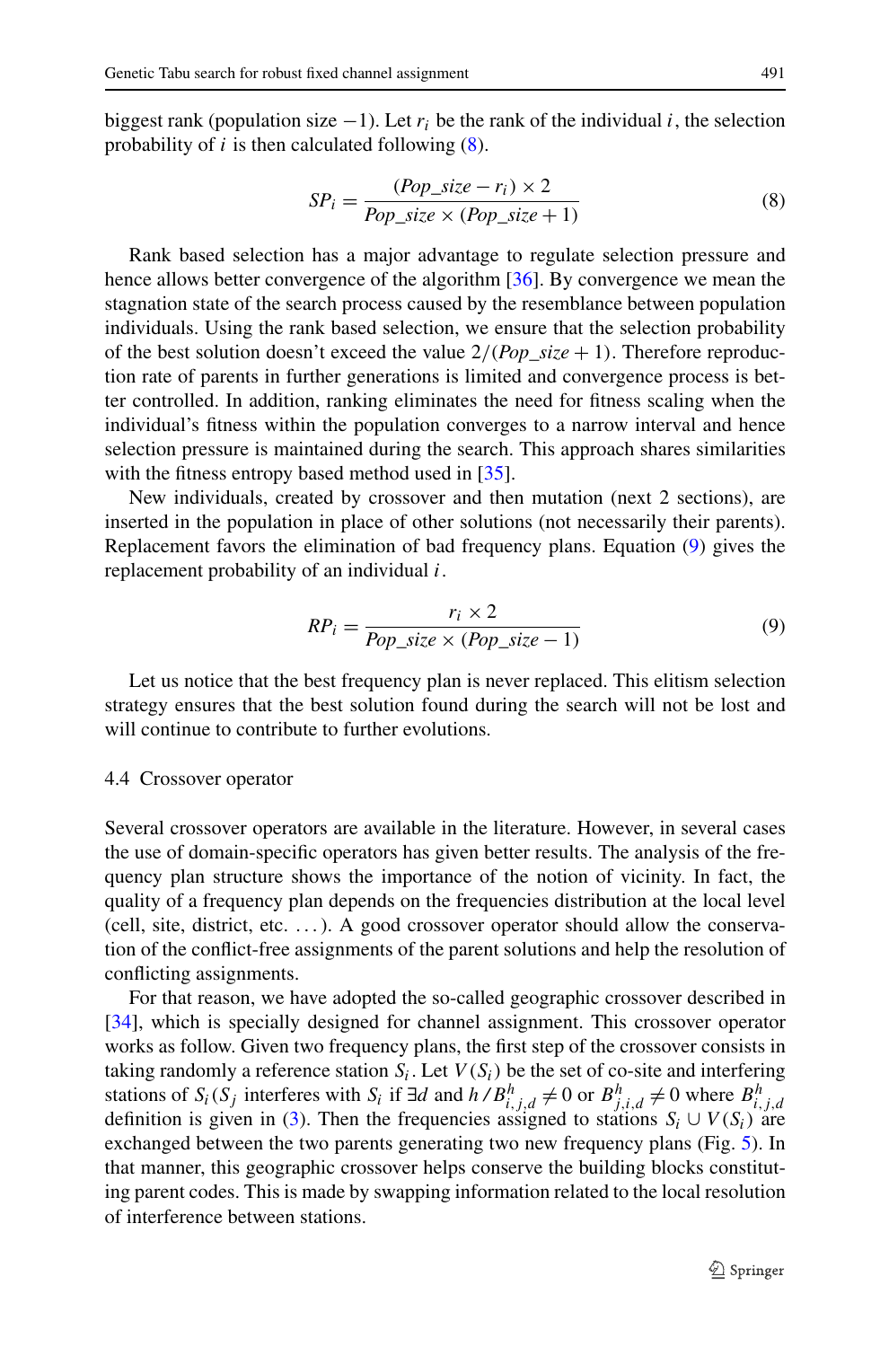biggest rank (population size −1). Let $r_i$ be the rank of the individual $i$, the selection probability of $i$ is then calculated following (8).

$$SP_i = \frac{(Pop\_size - r_i) \times 2}{Pop\_size \times (Pop\_size + 1)} \tag{8}$$

Rank based selection has a major advantage to regulate selection pressure and hence allows better convergence of the algorithm [36]. By convergence we mean the stagnation state of the search process caused by the resemblance between population individuals. Using the rank based selection, we ensure that the selection probability of the best solution doesn't exceed the value $2/(Pop\_size + 1)$. Therefore reproduction rate of parents in further generations is limited and convergence process is better controlled. In addition, ranking eliminates the need for fitness scaling when the individual's fitness within the population converges to a narrow interval and hence selection pressure is maintained during the search. This approach shares similarities with the fitness entropy based method used in [35].

New individuals, created by crossover and then mutation (next 2 sections), are inserted in the population in place of other solutions (not necessarily their parents). Replacement favors the elimination of bad frequency plans. Equation (9) gives the replacement probability of an individual $i$.

$$RP_i = \frac{r_i \times 2}{Pop\_size \times (Pop\_size - 1)} \tag{9}$$

Let us notice that the best frequency plan is never replaced. This elitism selection strategy ensures that the best solution found during the search will not be lost and will continue to contribute to further evolutions.

### 4.4 Crossover operator

Several crossover operators are available in the literature. However, in several cases the use of domain-specific operators has given better results. The analysis of the frequency plan structure shows the importance of the notion of vicinity. In fact, the quality of a frequency plan depends on the frequencies distribution at the local level (cell, site, district, etc. ...). A good crossover operator should allow the conservation of the conflict-free assignments of the parent solutions and help the resolution of conflicting assignments.

For that reason, we have adopted the so-called geographic crossover described in [34], which is specially designed for channel assignment. This crossover operator works as follow. Given two frequency plans, the first step of the crossover consists in taking randomly a reference station $S_i$. Let $V(S_i)$ be the set of co-site and interfering stations of $S_i$ ($S_j$ interferes with $S_i$ if $\exists d$ and $h$ / $B^h_{i,j,d} \neq 0$ or $B^h_{j,i,d} \neq 0$ where $B^h_{i,j,d}$ definition is given in (3). Then the frequencies assigned to stations $S_i \cup V(S_i)$ are exchanged between the two parents generating two new frequency plans (Fig. 5). In that manner, this geographic crossover helps conserve the building blocks constituting parent codes. This is made by swapping information related to the local resolution of interference between stations.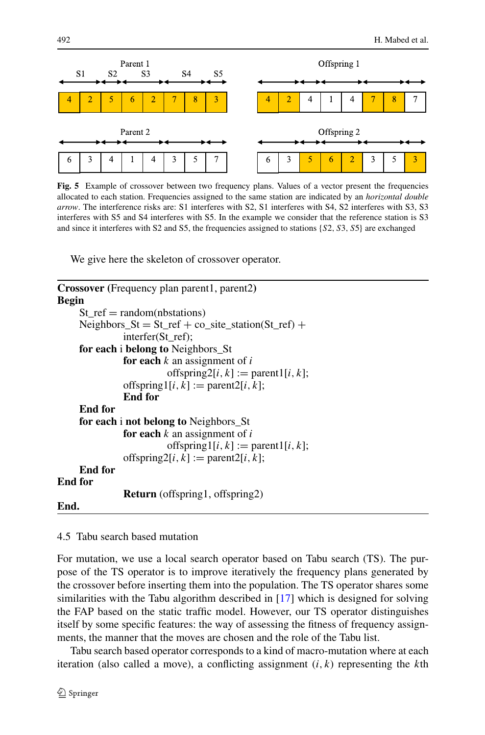| Parent 1 | | | | | | | |
|---|---|---|---|---|---|---|---|
| S1 | S2 | | S3 | | S4 | | S5 |
| 4 | 2 | 5 | 6 | 2 | 7 | 8 | 3 |

| Offspring 1 | | | | | | | |
|---|---|---|---|---|---|---|---|
| 4 | 2 | 4 | 1 | 4 | 7 | 8 | 7 |

| Parent 2 | | | | | | | |
|---|---|---|---|---|---|---|---|
| 6 | 3 | 4 | 1 | 4 | 3 | 5 | 7 |

| Offspring 2 | | | | | | | |
|---|---|---|---|---|---|---|---|
| 6 | 3 | 5 | 6 | 2 | 3 | 5 | 3 |

**Fig. 5** Example of crossover between two frequency plans. Values of a vector present the frequencies allocated to each station. Frequencies assigned to the same station are indicated by an *horizontal double arrow*. The interference risks are: S1 interferes with S2, S1 interferes with S4, S2 interferes with S3, S3 interferes with S5 and S4 interferes with S5. In the example we consider that the reference station is S3 and since it interferes with S2 and S5, the frequencies assigned to stations $\{S2, S3, S5\}$ are exchanged

We give here the skeleton of crossover operator.

```
Crossover (Frequency plan parent1, parent2)
Begin
    St_ref = random(nbstations)
    Neighbors_St = St_ref + co_site_station(St_ref) +
            interfer(St_ref);
    for each i belong to Neighbors_St
            for each k an assignment of i
                    offspring2[i, k] := parent1[i, k];
            offspring1[i, k] := parent2[i, k];
            End for
    End for
    for each i not belong to Neighbors_St
            for each k an assignment of i
                    offspring1[i, k] := parent1[i, k];
            offspring2[i, k] := parent2[i, k];
    End for
End for
            Return (offspring1, offspring2)
End.
```

### 4.5 Tabu search based mutation

For mutation, we use a local search operator based on Tabu search (TS). The purpose of the TS operator is to improve iteratively the frequency plans generated by the crossover before inserting them into the population. The TS operator shares some similarities with the Tabu algorithm described in [17] which is designed for solving the FAP based on the static traffic model. However, our TS operator distinguishes itself by some specific features: the way of assessing the fitness of frequency assignments, the manner that the moves are chosen and the role of the Tabu list.

Tabu search based operator corresponds to a kind of macro-mutation where at each iteration (also called a move), a conflicting assignment $(i, k)$ representing the $k$th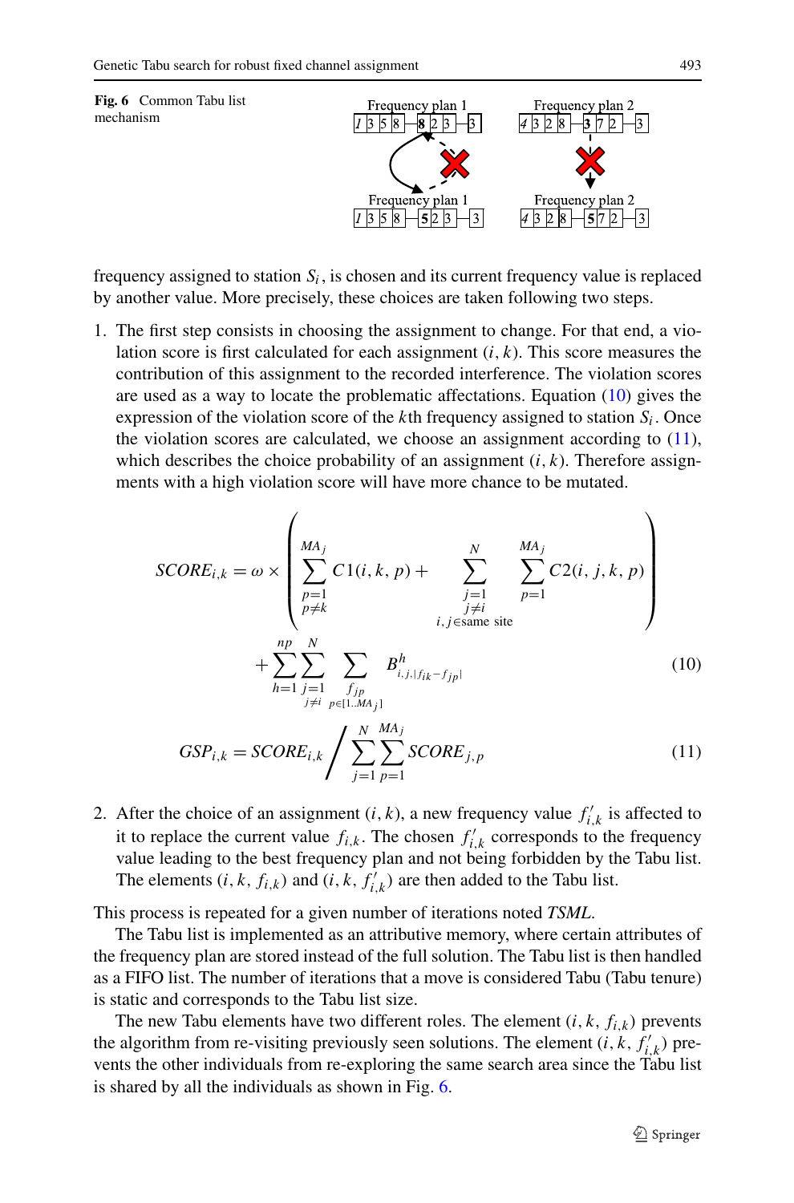**Fig. 6** Common Tabu list mechanism

frequency assigned to station $S_i$, is chosen and its current frequency value is replaced by another value. More precisely, these choices are taken following two steps.

1. The first step consists in choosing the assignment to change. For that end, a violation score is first calculated for each assignment $(i, k)$. This score measures the contribution of this assignment to the recorded interference. The violation scores are used as a way to locate the problematic affectations. Equation (10) gives the expression of the violation score of the $k$th frequency assigned to station $S_i$. Once the violation scores are calculated, we choose an assignment according to (11), which describes the choice probability of an assignment $(i, k)$. Therefore assignments with a high violation score will have more chance to be mutated.

$$SCORE_{i,k} = \omega \times \left( \sum_{\substack{p=1 \\ p \neq k}}^{MA_j} C1(i, k, p) + \sum_{\substack{j=1 \\ j \neq i \\ i,j \in \text{same site}}}^{N} \sum_{p=1}^{MA_j} C2(i, j, k, p) \right) + \sum_{h=1}^{np} \sum_{\substack{j=1 \\ j \neq i}}^{N} \sum_{\substack{f_{jp} \\ p \in [1..MA_j]}} B^h_{i,j,|f_{ik} - f_{jp}|} \tag{10}$$

$$GSP_{i,k} = SCORE_{i,k} \Bigg/ \sum_{j=1}^{N} \sum_{p=1}^{MA_j} SCORE_{j,p} \tag{11}$$

2. After the choice of an assignment $(i, k)$, a new frequency value $f'_{i,k}$ is affected to it to replace the current value $f_{i,k}$. The chosen $f'_{i,k}$ corresponds to the frequency value leading to the best frequency plan and not being forbidden by the Tabu list. The elements $(i, k, f_{i,k})$ and $(i, k, f'_{i,k})$ are then added to the Tabu list.

This process is repeated for a given number of iterations noted *TSML*.

The Tabu list is implemented as an attributive memory, where certain attributes of the frequency plan are stored instead of the full solution. The Tabu list is then handled as a FIFO list. The number of iterations that a move is considered Tabu (Tabu tenure) is static and corresponds to the Tabu list size.

The new Tabu elements have two different roles. The element $(i, k, f_{i,k})$ prevents the algorithm from re-visiting previously seen solutions. The element $(i, k, f'_{i,k})$ prevents the other individuals from re-exploring the same search area since the Tabu list is shared by all the individuals as shown in Fig. 6.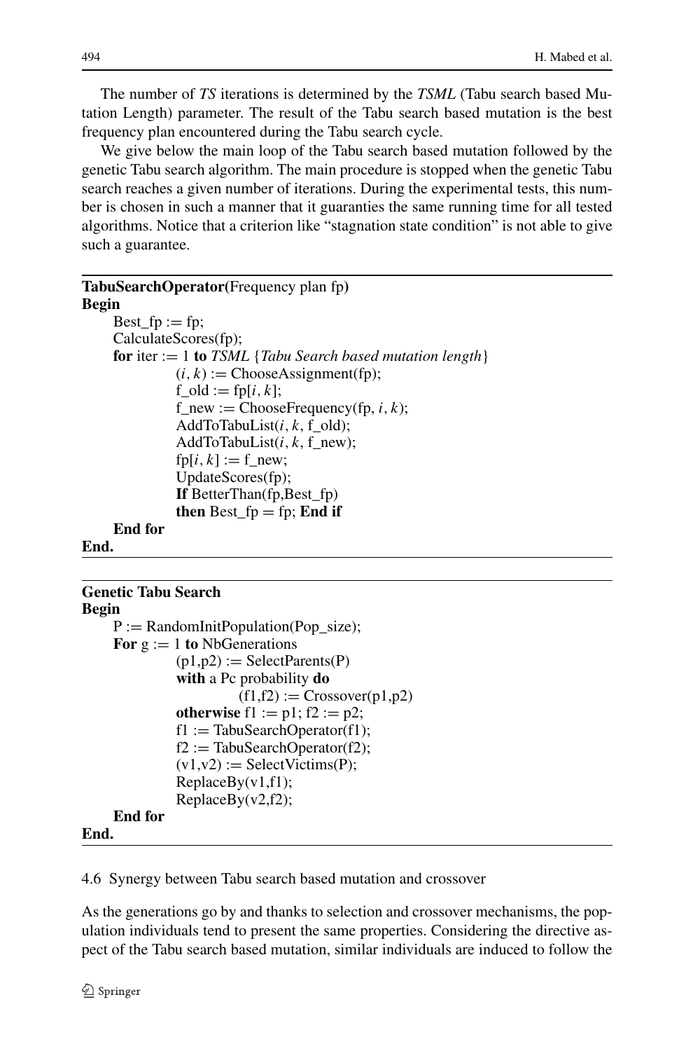The number of *TS* iterations is determined by the *TSML* (Tabu search based Mutation Length) parameter. The result of the Tabu search based mutation is the best frequency plan encountered during the Tabu search cycle.

We give below the main loop of the Tabu search based mutation followed by the genetic Tabu search algorithm. The main procedure is stopped when the genetic Tabu search reaches a given number of iterations. During the experimental tests, this number is chosen in such a manner that it guaranties the same running time for all tested algorithms. Notice that a criterion like "stagnation state condition" is not able to give such a guarantee.

```
TabuSearchOperator(Frequency plan fp)
Begin
    Best_fp := fp;
    CalculateScores(fp);
    for iter := 1 to TSML {Tabu Search based mutation length}
            (i, k) := ChooseAssignment(fp);
            f_old := fp[i, k];
            f_new := ChooseFrequency(fp, i, k);
            AddToTabuList(i, k, f_old);
            AddToTabuList(i, k, f_new);
            fp[i, k] := f_new;
            UpdateScores(fp);
            If BetterThan(fp,Best_fp)
            then Best_fp = fp; End if
    End for
End.
```

```
Genetic Tabu Search
Begin
    P := RandomInitPopulation(Pop_size);
    For g := 1 to NbGenerations
            (p1,p2) := SelectParents(P)
            with a Pc probability do
                    (f1,f2) := Crossover(p1,p2)
            otherwise f1 := p1; f2 := p2;
            f1 := TabuSearchOperator(f1);
            f2 := TabuSearchOperator(f2);
            (v1,v2) := SelectVictims(P);
            ReplaceBy(v1,f1);
            ReplaceBy(v2,f2);
    End for
End.
```

### 4.6 Synergy between Tabu search based mutation and crossover

As the generations go by and thanks to selection and crossover mechanisms, the population individuals tend to present the same properties. Considering the directive aspect of the Tabu search based mutation, similar individuals are induced to follow the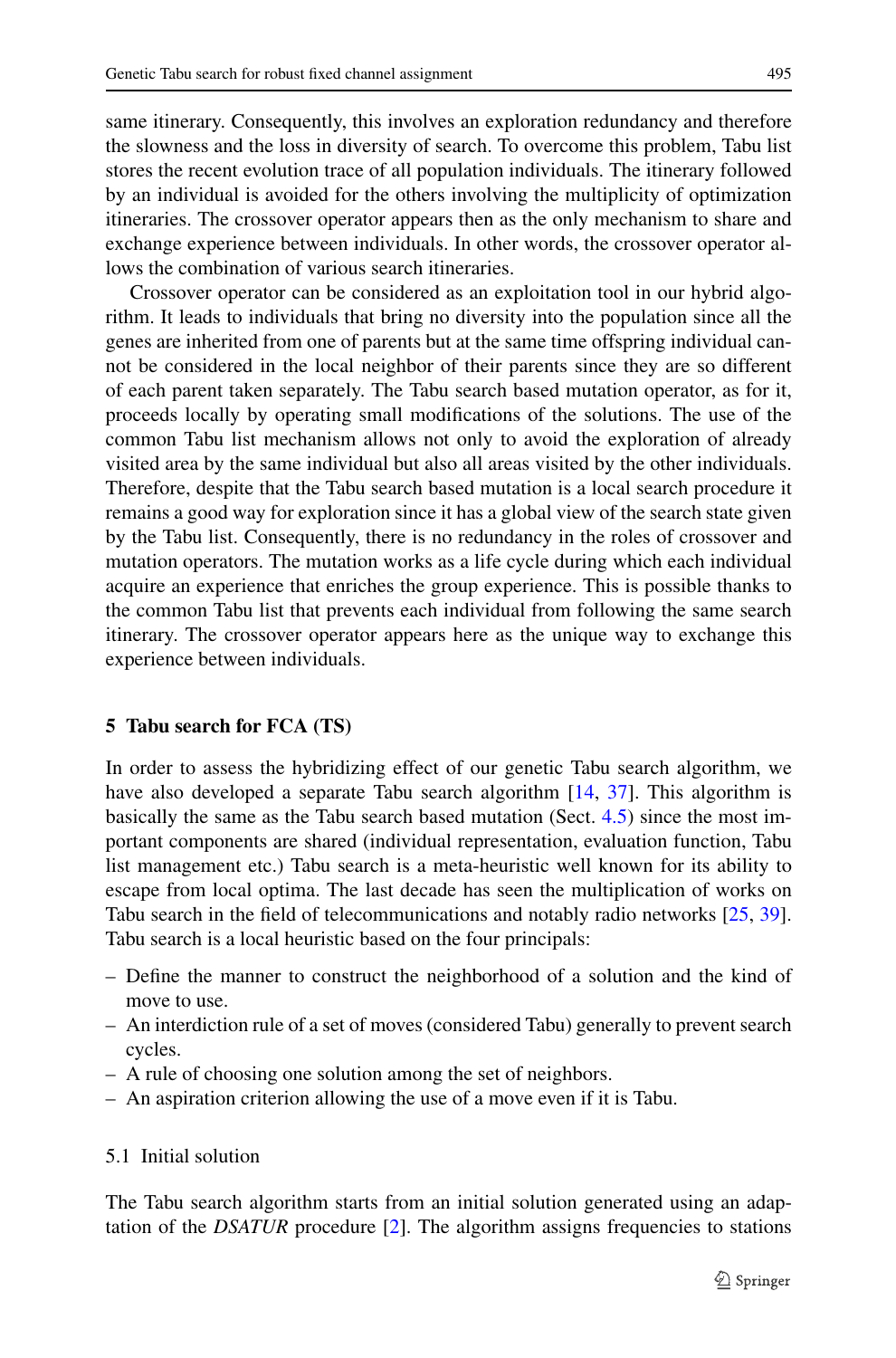same itinerary. Consequently, this involves an exploration redundancy and therefore the slowness and the loss in diversity of search. To overcome this problem, Tabu list stores the recent evolution trace of all population individuals. The itinerary followed by an individual is avoided for the others involving the multiplicity of optimization itineraries. The crossover operator appears then as the only mechanism to share and exchange experience between individuals. In other words, the crossover operator allows the combination of various search itineraries.

Crossover operator can be considered as an exploitation tool in our hybrid algorithm. It leads to individuals that bring no diversity into the population since all the genes are inherited from one of parents but at the same time offspring individual cannot be considered in the local neighbor of their parents since they are so different of each parent taken separately. The Tabu search based mutation operator, as for it, proceeds locally by operating small modifications of the solutions. The use of the common Tabu list mechanism allows not only to avoid the exploration of already visited area by the same individual but also all areas visited by the other individuals. Therefore, despite that the Tabu search based mutation is a local search procedure it remains a good way for exploration since it has a global view of the search state given by the Tabu list. Consequently, there is no redundancy in the roles of crossover and mutation operators. The mutation works as a life cycle during which each individual acquire an experience that enriches the group experience. This is possible thanks to the common Tabu list that prevents each individual from following the same search itinerary. The crossover operator appears here as the unique way to exchange this experience between individuals.

## 5 Tabu search for FCA (TS)

In order to assess the hybridizing effect of our genetic Tabu search algorithm, we have also developed a separate Tabu search algorithm [14, 37]. This algorithm is basically the same as the Tabu search based mutation (Sect. 4.5) since the most important components are shared (individual representation, evaluation function, Tabu list management etc.) Tabu search is a meta-heuristic well known for its ability to escape from local optima. The last decade has seen the multiplication of works on Tabu search in the field of telecommunications and notably radio networks [25, 39]. Tabu search is a local heuristic based on the four principals:

- Define the manner to construct the neighborhood of a solution and the kind of move to use.
- An interdiction rule of a set of moves (considered Tabu) generally to prevent search cycles.
- A rule of choosing one solution among the set of neighbors.
- An aspiration criterion allowing the use of a move even if it is Tabu.

### 5.1 Initial solution

The Tabu search algorithm starts from an initial solution generated using an adaptation of the *DSATUR* procedure [2]. The algorithm assigns frequencies to stations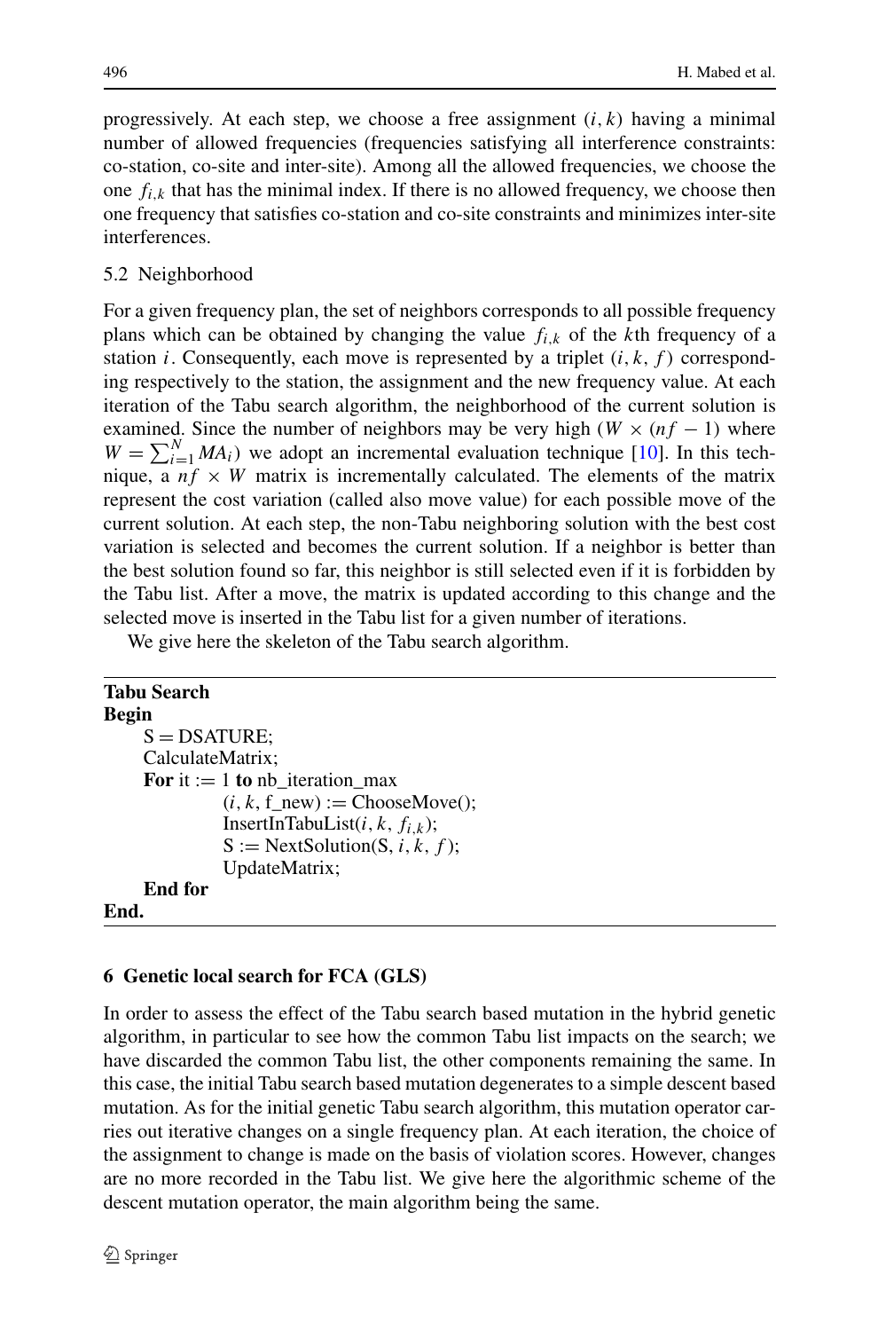progressively. At each step, we choose a free assignment $(i, k)$ having a minimal number of allowed frequencies (frequencies satisfying all interference constraints: co-station, co-site and inter-site). Among all the allowed frequencies, we choose the one $f_{i,k}$ that has the minimal index. If there is no allowed frequency, we choose then one frequency that satisfies co-station and co-site constraints and minimizes inter-site interferences.

### 5.2 Neighborhood

For a given frequency plan, the set of neighbors corresponds to all possible frequency plans which can be obtained by changing the value $f_{i,k}$ of the $k$th frequency of a station $i$. Consequently, each move is represented by a triplet $(i, k, f)$ corresponding respectively to the station, the assignment and the new frequency value. At each iteration of the Tabu search algorithm, the neighborhood of the current solution is examined. Since the number of neighbors may be very high ($W \times (nf - 1)$ where $W = \sum_{i=1}^{N} MA_i$) we adopt an incremental evaluation technique [10]. In this technique, a $nf \times W$ matrix is incrementally calculated. The elements of the matrix represent the cost variation (called also move value) for each possible move of the current solution. At each step, the non-Tabu neighboring solution with the best cost variation is selected and becomes the current solution. If a neighbor is better than the best solution found so far, this neighbor is still selected even if it is forbidden by the Tabu list. After a move, the matrix is updated according to this change and the selected move is inserted in the Tabu list for a given number of iterations.

We give here the skeleton of the Tabu search algorithm.

```
Tabu Search
Begin
    S = DSATURE;
    CalculateMatrix;
    For it := 1 to nb_iteration_max
            (i, k, f_new) := ChooseMove();
            InsertInTabuList(i, k, f_{i,k});
            S := NextSolution(S, i, k, f);
            UpdateMatrix;
    End for
End.
```

## 6 Genetic local search for FCA (GLS)

In order to assess the effect of the Tabu search based mutation in the hybrid genetic algorithm, in particular to see how the common Tabu list impacts on the search; we have discarded the common Tabu list, the other components remaining the same. In this case, the initial Tabu search based mutation degenerates to a simple descent based mutation. As for the initial genetic Tabu search algorithm, this mutation operator carries out iterative changes on a single frequency plan. At each iteration, the choice of the assignment to change is made on the basis of violation scores. However, changes are no more recorded in the Tabu list. We give here the algorithmic scheme of the descent mutation operator, the main algorithm being the same.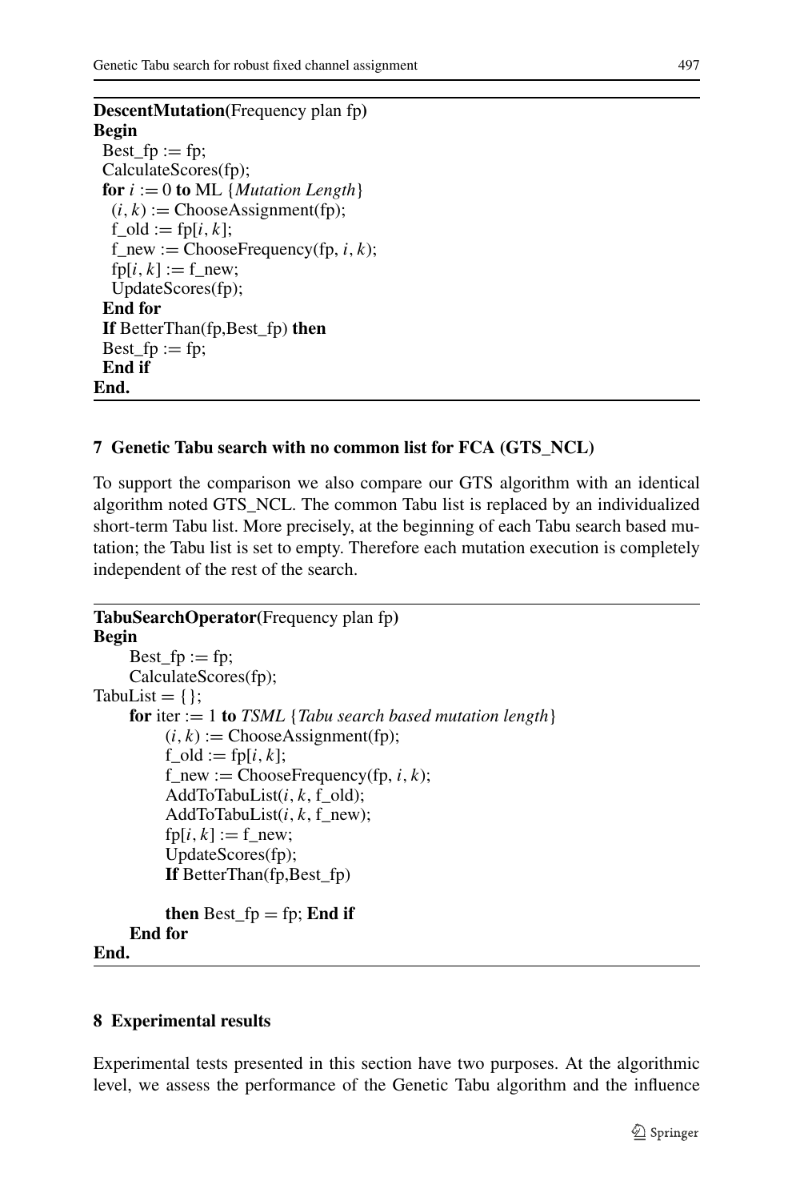```
DescentMutation(Frequency plan fp)
Begin
  Best_fp := fp;
  CalculateScores(fp);
  for i := 0 to ML {Mutation Length}
    (i, k) := ChooseAssignment(fp);
    f_old := fp[i, k];
    f_new := ChooseFrequency(fp, i, k);
    fp[i, k] := f_new;
    UpdateScores(fp);
  End for
  If BetterThan(fp,Best_fp) then
  Best_fp := fp;
  End if
End.
```

## 7 Genetic Tabu search with no common list for FCA (GTS_NCL)

To support the comparison we also compare our GTS algorithm with an identical algorithm noted GTS_NCL. The common Tabu list is replaced by an individualized short-term Tabu list. More precisely, at the beginning of each Tabu search based mutation; the Tabu list is set to empty. Therefore each mutation execution is completely independent of the rest of the search.

```
TabuSearchOperator(Frequency plan fp)
Begin
      Best_fp := fp;
      CalculateScores(fp);
TabuList = {};
      for iter := 1 to TSML {Tabu search based mutation length}
            (i, k) := ChooseAssignment(fp);
            f_old := fp[i, k];
            f_new := ChooseFrequency(fp, i, k);
            AddToTabuList(i, k, f_old);
            AddToTabuList(i, k, f_new);
            fp[i, k] := f_new;
            UpdateScores(fp);
            If BetterThan(fp,Best_fp)

            then Best_fp = fp; End if
      End for
End.
```

## 8 Experimental results

Experimental tests presented in this section have two purposes. At the algorithmic level, we assess the performance of the Genetic Tabu algorithm and the influence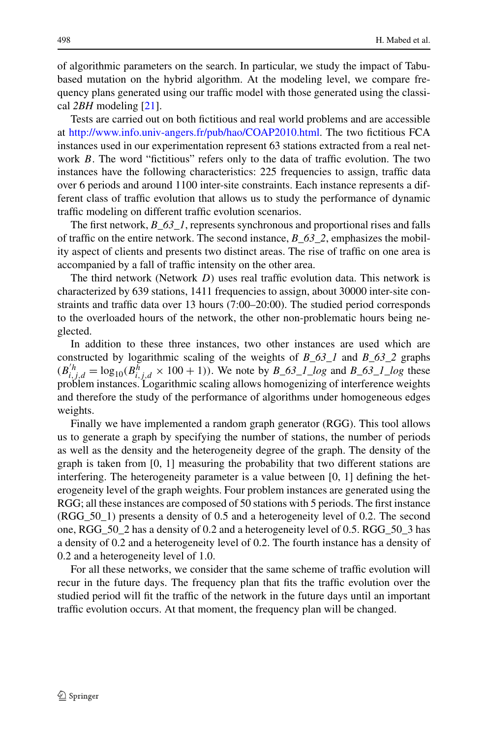of algorithmic parameters on the search. In particular, we study the impact of Tabu-based mutation on the hybrid algorithm. At the modeling level, we compare frequency plans generated using our traffic model with those generated using the classical *2BH* modeling [21].

Tests are carried out on both fictitious and real world problems and are accessible at http://www.info.univ-angers.fr/pub/hao/COAP2010.html. The two fictitious FCA instances used in our experimentation represent 63 stations extracted from a real network $B$. The word "fictitious" refers only to the data of traffic evolution. The two instances have the following characteristics: 225 frequencies to assign, traffic data over 6 periods and around 1100 inter-site constraints. Each instance represents a different class of traffic evolution that allows us to study the performance of dynamic traffic modeling on different traffic evolution scenarios.

The first network, *B_63_1*, represents synchronous and proportional rises and falls of traffic on the entire network. The second instance, *B_63_2*, emphasizes the mobility aspect of clients and presents two distinct areas. The rise of traffic on one area is accompanied by a fall of traffic intensity on the other area.

The third network (Network $D$) uses real traffic evolution data. This network is characterized by 639 stations, 1411 frequencies to assign, about 30000 inter-site constraints and traffic data over 13 hours (7:00–20:00). The studied period corresponds to the overloaded hours of the network, the other non-problematic hours being neglected.

In addition to these three instances, two other instances are used which are constructed by logarithmic scaling of the weights of *B_63_1* and *B_63_2* graphs ($B'^{h}_{i,j,d} = \log_{10}(B^{h}_{i,j,d} \times 100 + 1)$). We note by *B_63_1_log* and *B_63_1_log* these problem instances. Logarithmic scaling allows homogenizing of interference weights and therefore the study of the performance of algorithms under homogeneous edges weights.

Finally we have implemented a random graph generator (RGG). This tool allows us to generate a graph by specifying the number of stations, the number of periods as well as the density and the heterogeneity degree of the graph. The density of the graph is taken from [0, 1] measuring the probability that two different stations are interfering. The heterogeneity parameter is a value between [0, 1] defining the heterogeneity level of the graph weights. Four problem instances are generated using the RGG; all these instances are composed of 50 stations with 5 periods. The first instance (RGG_50_1) presents a density of 0.5 and a heterogeneity level of 0.2. The second one, RGG_50_2 has a density of 0.2 and a heterogeneity level of 0.5. RGG_50_3 has a density of 0.2 and a heterogeneity level of 0.2. The fourth instance has a density of 0.2 and a heterogeneity level of 1.0.

For all these networks, we consider that the same scheme of traffic evolution will recur in the future days. The frequency plan that fits the traffic evolution over the studied period will fit the traffic of the network in the future days until an important traffic evolution occurs. At that moment, the frequency plan will be changed.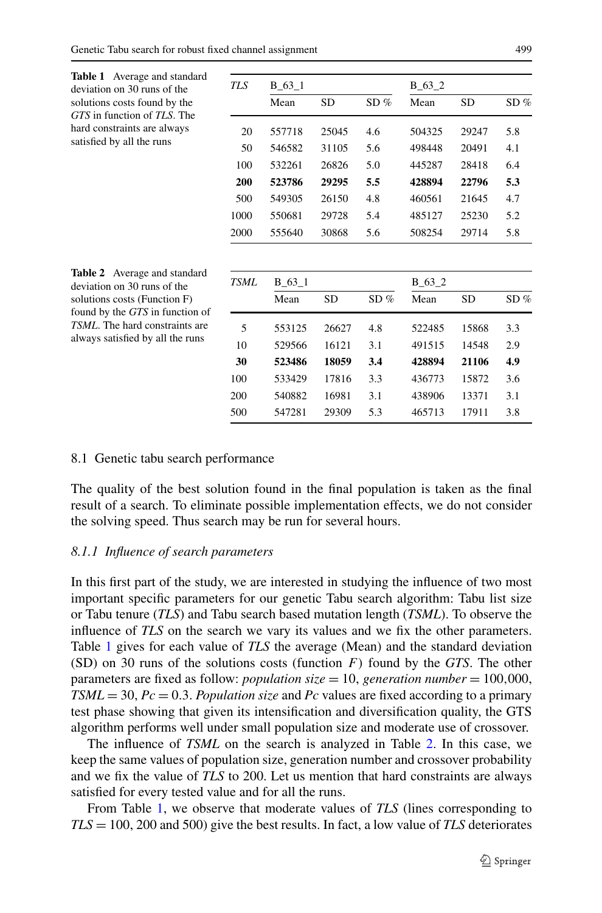**Table 1** Average and standard deviation on 30 runs of the solutions costs found by the *GTS* in function of *TLS*. The hard constraints are always satisfied by all the runs

| *TLS* | B_63_1 | | | B_63_2 | | |
|---|---|---|---|---|---|---|
| | Mean | SD | SD % | Mean | SD | SD % |
| 20 | 557718 | 25045 | 4.6 | 504325 | 29247 | 5.8 |
| 50 | 546582 | 31105 | 5.6 | 498448 | 20491 | 4.1 |
| 100 | 532261 | 26826 | 5.0 | 445287 | 28418 | 6.4 |
| **200** | **523786** | **29295** | **5.5** | **428894** | **22796** | **5.3** |
| 500 | 549305 | 26150 | 4.8 | 460561 | 21645 | 4.7 |
| 1000 | 550681 | 29728 | 5.4 | 485127 | 25230 | 5.2 |
| 2000 | 555640 | 30868 | 5.6 | 508254 | 29714 | 5.8 |

**Table 2** Average and standard deviation on 30 runs of the solutions costs (Function F) found by the *GTS* in function of *TSML*. The hard constraints are always satisfied by all the runs

| *TSML* | B_63_1 | | | B_63_2 | | |
|---|---|---|---|---|---|---|
| | Mean | SD | SD % | Mean | SD | SD % |
| 5 | 553125 | 26627 | 4.8 | 522485 | 15868 | 3.3 |
| 10 | 529566 | 16121 | 3.1 | 491515 | 14548 | 2.9 |
| **30** | **523486** | **18059** | **3.4** | **428894** | **21106** | **4.9** |
| 100 | 533429 | 17816 | 3.3 | 436773 | 15872 | 3.6 |
| 200 | 540882 | 16981 | 3.1 | 438906 | 13371 | 3.1 |
| 500 | 547281 | 29309 | 5.3 | 465713 | 17911 | 3.8 |

### 8.1 Genetic tabu search performance

The quality of the best solution found in the final population is taken as the final result of a search. To eliminate possible implementation effects, we do not consider the solving speed. Thus search may be run for several hours.

#### 8.1.1 *Influence of search parameters*

In this first part of the study, we are interested in studying the influence of two most important specific parameters for our genetic Tabu search algorithm: Tabu list size or Tabu tenure (*TLS*) and Tabu search based mutation length (*TSML*). To observe the influence of *TLS* on the search we vary its values and we fix the other parameters. Table 1 gives for each value of *TLS* the average (Mean) and the standard deviation (SD) on 30 runs of the solutions costs (function $F$) found by the *GTS*. The other parameters are fixed as follow: *population size* = 10, *generation number* = 100,000, *TSML* = 30, *Pc* = 0.3. *Population size* and *Pc* values are fixed according to a primary test phase showing that given its intensification and diversification quality, the GTS algorithm performs well under small population size and moderate use of crossover.

The influence of *TSML* on the search is analyzed in Table 2. In this case, we keep the same values of population size, generation number and crossover probability and we fix the value of *TLS* to 200. Let us mention that hard constraints are always satisfied for every tested value and for all the runs.

From Table 1, we observe that moderate values of *TLS* (lines corresponding to *TLS* = 100, 200 and 500) give the best results. In fact, a low value of *TLS* deteriorates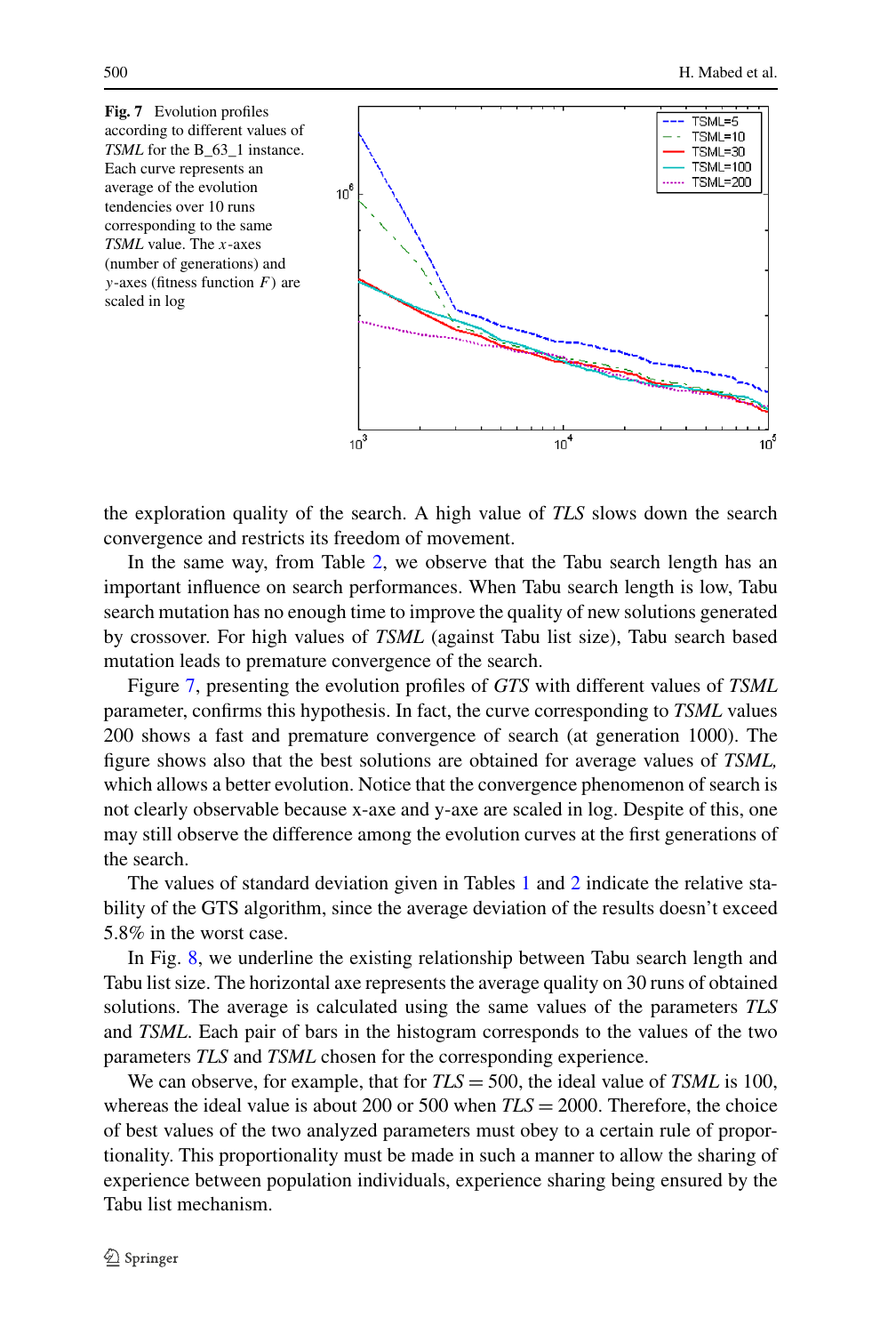**Fig. 7** Evolution profiles according to different values of *TSML* for the B_63_1 instance. Each curve represents an average of the evolution tendencies over 10 runs corresponding to the same *TSML* value. The $x$-axes (number of generations) and $y$-axes (fitness function $F$) are scaled in log

the exploration quality of the search. A high value of *TLS* slows down the search convergence and restricts its freedom of movement.

In the same way, from Table 2, we observe that the Tabu search length has an important influence on search performances. When Tabu search length is low, Tabu search mutation has no enough time to improve the quality of new solutions generated by crossover. For high values of *TSML* (against Tabu list size), Tabu search based mutation leads to premature convergence of the search.

Figure 7, presenting the evolution profiles of *GTS* with different values of *TSML* parameter, confirms this hypothesis. In fact, the curve corresponding to *TSML* values 200 shows a fast and premature convergence of search (at generation 1000). The figure shows also that the best solutions are obtained for average values of *TSML,* which allows a better evolution. Notice that the convergence phenomenon of search is not clearly observable because x-axe and y-axe are scaled in log. Despite of this, one may still observe the difference among the evolution curves at the first generations of the search.

The values of standard deviation given in Tables 1 and 2 indicate the relative stability of the GTS algorithm, since the average deviation of the results doesn't exceed 5.8% in the worst case.

In Fig. 8, we underline the existing relationship between Tabu search length and Tabu list size. The horizontal axe represents the average quality on 30 runs of obtained solutions. The average is calculated using the same values of the parameters *TLS* and *TSML*. Each pair of bars in the histogram corresponds to the values of the two parameters *TLS* and *TSML* chosen for the corresponding experience.

We can observe, for example, that for $TLS = 500$, the ideal value of *TSML* is 100, whereas the ideal value is about 200 or 500 when $TLS = 2000$. Therefore, the choice of best values of the two analyzed parameters must obey to a certain rule of proportionality. This proportionality must be made in such a manner to allow the sharing of experience between population individuals, experience sharing being ensured by the Tabu list mechanism.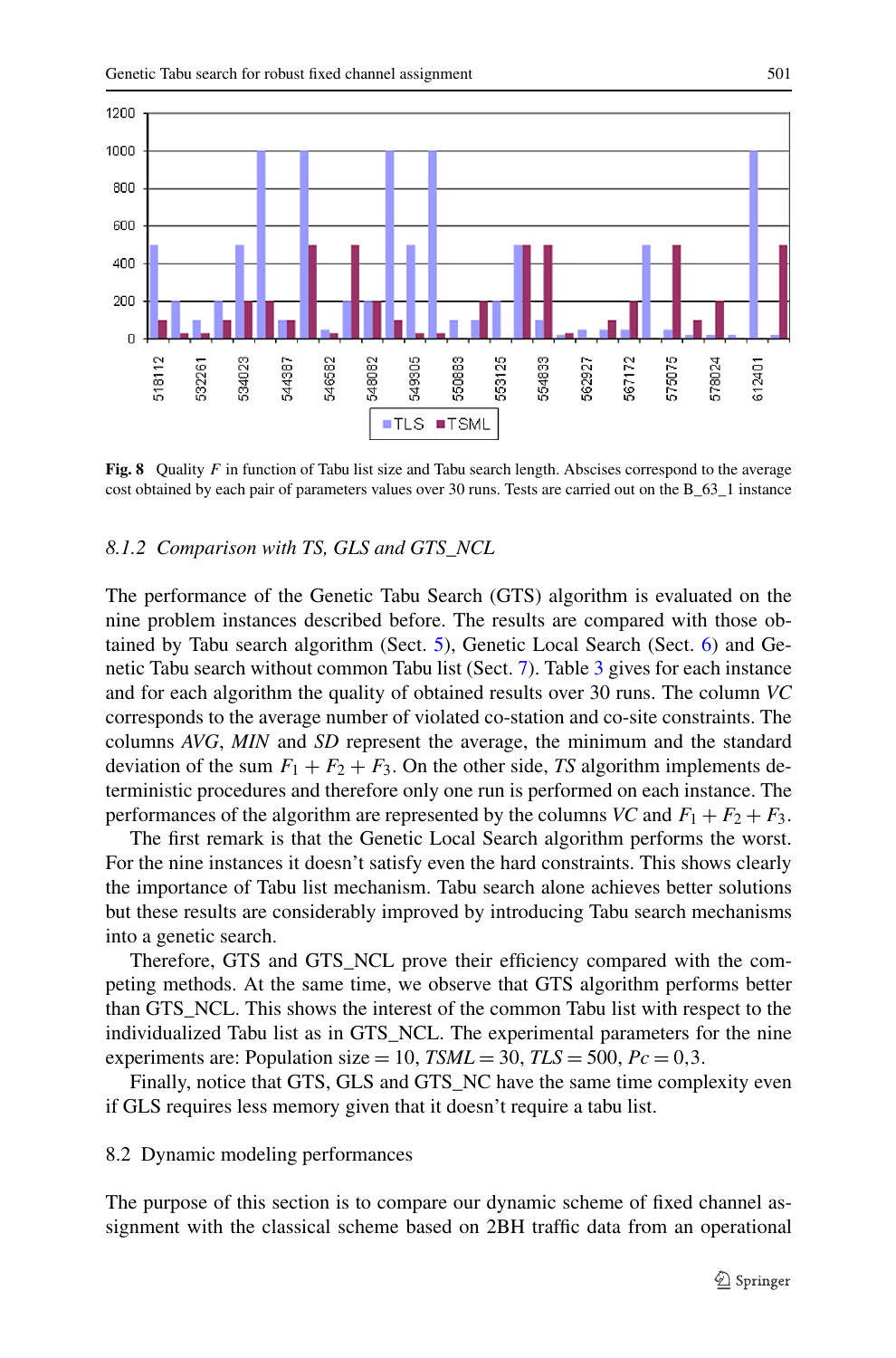**Fig. 8** Quality $F$ in function of Tabu list size and Tabu search length. Abscises correspond to the average cost obtained by each pair of parameters values over 30 runs. Tests are carried out on the B_63_1 instance

### 8.1.2 Comparison with TS, GLS and GTS_NCL

The performance of the Genetic Tabu Search (GTS) algorithm is evaluated on the nine problem instances described before. The results are compared with those obtained by Tabu search algorithm (Sect. 5), Genetic Local Search (Sect. 6) and Genetic Tabu search without common Tabu list (Sect. 7). Table 3 gives for each instance and for each algorithm the quality of obtained results over 30 runs. The column *VC* corresponds to the average number of violated co-station and co-site constraints. The columns *AVG*, *MIN* and *SD* represent the average, the minimum and the standard deviation of the sum $F_1 + F_2 + F_3$. On the other side, *TS* algorithm implements deterministic procedures and therefore only one run is performed on each instance. The performances of the algorithm are represented by the columns *VC* and $F_1 + F_2 + F_3$.

The first remark is that the Genetic Local Search algorithm performs the worst. For the nine instances it doesn't satisfy even the hard constraints. This shows clearly the importance of Tabu list mechanism. Tabu search alone achieves better solutions but these results are considerably improved by introducing Tabu search mechanisms into a genetic search.

Therefore, GTS and GTS_NCL prove their efficiency compared with the competing methods. At the same time, we observe that GTS algorithm performs better than GTS_NCL. This shows the interest of the common Tabu list with respect to the individualized Tabu list as in GTS_NCL. The experimental parameters for the nine experiments are: Population size = 10, $TSML = 30$, $TLS = 500$, $Pc = 0{,}3$.

Finally, notice that GTS, GLS and GTS_NC have the same time complexity even if GLS requires less memory given that it doesn't require a tabu list.

## 8.2 Dynamic modeling performances

The purpose of this section is to compare our dynamic scheme of fixed channel assignment with the classical scheme based on 2BH traffic data from an operational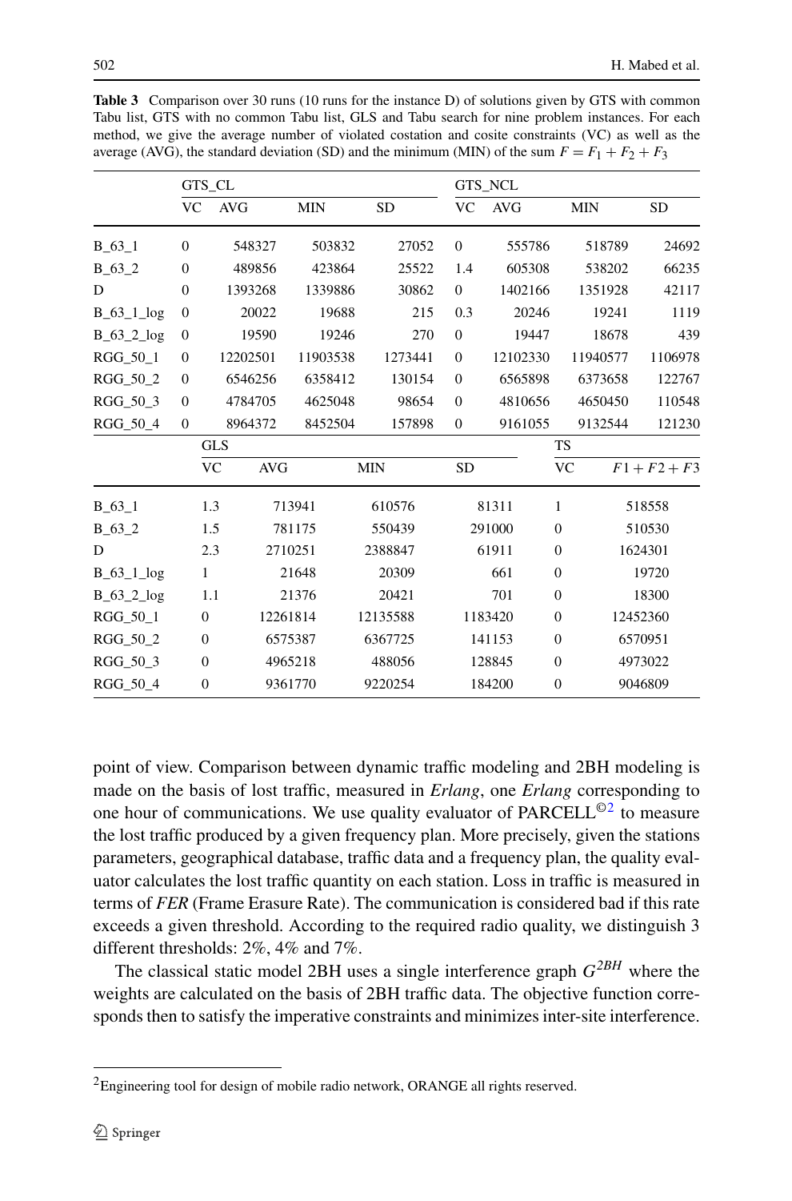**Table 3** Comparison over 30 runs (10 runs for the instance D) of solutions given by GTS with common Tabu list, GTS with no common Tabu list, GLS and Tabu search for nine problem instances. For each method, we give the average number of violated costation and cosite constraints (VC) as well as the average (AVG), the standard deviation (SD) and the minimum (MIN) of the sum $F = F_1 + F_2 + F_3$

| | GTS_CL | | | | GTS_NCL | | | |
|---|---|---|---|---|---|---|---|---|
| | VC | AVG | MIN | SD | VC | AVG | MIN | SD |
| B_63_1 | 0 | 548327 | 503832 | 27052 | 0 | 555786 | 518789 | 24692 |
| B_63_2 | 0 | 489856 | 423864 | 25522 | 1.4 | 605308 | 538202 | 66235 |
| D | 0 | 1393268 | 1339886 | 30862 | 0 | 1402166 | 1351928 | 42117 |
| B_63_1_log | 0 | 20022 | 19688 | 215 | 0.3 | 20246 | 19241 | 1119 |
| B_63_2_log | 0 | 19590 | 19246 | 270 | 0 | 19447 | 18678 | 439 |
| RGG_50_1 | 0 | 12202501 | 11903538 | 1273441 | 0 | 12102330 | 11940577 | 1106978 |
| RGG_50_2 | 0 | 6546256 | 6358412 | 130154 | 0 | 6565898 | 6373658 | 122767 |
| RGG_50_3 | 0 | 4784705 | 4625048 | 98654 | 0 | 4810656 | 4650450 | 110548 |
| RGG_50_4 | 0 | 8964372 | 8452504 | 157898 | 0 | 9161055 | 9132544 | 121230 |

| | GLS | | | | TS | |
|---|---|---|---|---|---|---|
| | VC | AVG | MIN | SD | VC | $F1 + F2 + F3$ |
| B_63_1 | 1.3 | 713941 | 610576 | 81311 | 1 | 518558 |
| B_63_2 | 1.5 | 781175 | 550439 | 291000 | 0 | 510530 |
| D | 2.3 | 2710251 | 2388847 | 61911 | 0 | 1624301 |
| B_63_1_log | 1 | 21648 | 20309 | 661 | 0 | 19720 |
| B_63_2_log | 1.1 | 21376 | 20421 | 701 | 0 | 18300 |
| RGG_50_1 | 0 | 12261814 | 12135588 | 1183420 | 0 | 12452360 |
| RGG_50_2 | 0 | 6575387 | 6367725 | 141153 | 0 | 6570951 |
| RGG_50_3 | 0 | 4965218 | 488056 | 128845 | 0 | 4973022 |
| RGG_50_4 | 0 | 9361770 | 9220254 | 184200 | 0 | 9046809 |

point of view. Comparison between dynamic traffic modeling and 2BH modeling is made on the basis of lost traffic, measured in *Erlang*, one *Erlang* corresponding to one hour of communications. We use quality evaluator of PARCELL©[2] to measure the lost traffic produced by a given frequency plan. More precisely, given the stations parameters, geographical database, traffic data and a frequency plan, the quality evaluator calculates the lost traffic quantity on each station. Loss in traffic is measured in terms of *FER* (Frame Erasure Rate). The communication is considered bad if this rate exceeds a given threshold. According to the required radio quality, we distinguish 3 different thresholds: 2%, 4% and 7%.

The classical static model 2BH uses a single interference graph $G^{2BH}$ where the weights are calculated on the basis of 2BH traffic data. The objective function corresponds then to satisfy the imperative constraints and minimizes inter-site interference.

[2] Engineering tool for design of mobile radio network, ORANGE all rights reserved.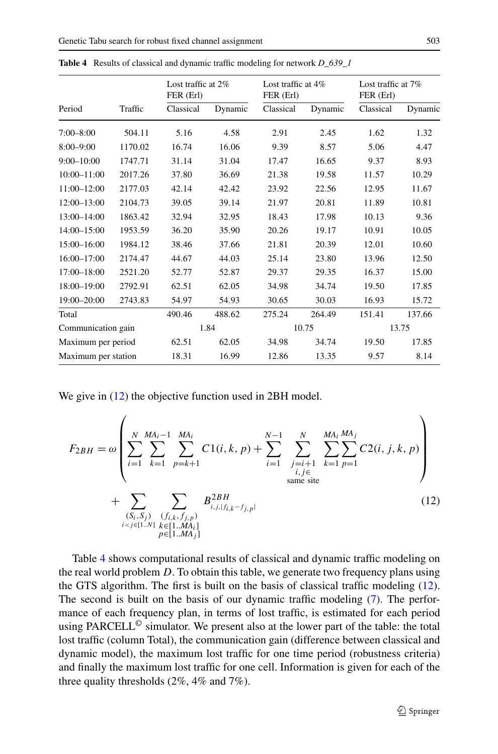**Table 4** Results of classical and dynamic traffic modeling for network *D_639_1*

| Period | Traffic | Lost traffic at 2% FER (Erl) | | Lost traffic at 4% FER (Erl) | | Lost traffic at 7% FER (Erl) | |
|---|---|---|---|---|---|---|---|
| | | Classical | Dynamic | Classical | Dynamic | Classical | Dynamic |
| 7:00–8:00 | 504.11 | 5.16 | 4.58 | 2.91 | 2.45 | 1.62 | 1.32 |
| 8:00–9:00 | 1170.02 | 16.74 | 16.06 | 9.39 | 8.57 | 5.06 | 4.47 |
| 9:00–10:00 | 1747.71 | 31.14 | 31.04 | 17.47 | 16.65 | 9.37 | 8.93 |
| 10:00–11:00 | 2017.26 | 37.80 | 36.69 | 21.38 | 19.58 | 11.57 | 10.29 |
| 11:00–12:00 | 2177.03 | 42.14 | 42.42 | 23.92 | 22.56 | 12.95 | 11.67 |
| 12:00–13:00 | 2104.73 | 39.05 | 39.14 | 21.97 | 20.81 | 11.89 | 10.81 |
| 13:00–14:00 | 1863.42 | 32.94 | 32.95 | 18.43 | 17.98 | 10.13 | 9.36 |
| 14:00–15:00 | 1953.59 | 36.20 | 35.90 | 20.26 | 19.17 | 10.91 | 10.05 |
| 15:00–16:00 | 1984.12 | 38.46 | 37.66 | 21.81 | 20.39 | 12.01 | 10.60 |
| 16:00–17:00 | 2174.47 | 44.67 | 44.03 | 25.14 | 23.80 | 13.96 | 12.50 |
| 17:00–18:00 | 2521.20 | 52.77 | 52.87 | 29.37 | 29.35 | 16.37 | 15.00 |
| 18:00–19:00 | 2792.91 | 62.51 | 62.05 | 34.98 | 34.74 | 19.50 | 17.85 |
| 19:00–20:00 | 2743.83 | 54.97 | 54.93 | 30.65 | 30.03 | 16.93 | 15.72 |
| Total | | 490.46 | 488.62 | 275.24 | 264.49 | 151.41 | 137.66 |
| Communication gain | | 1.84 | | 10.75 | | 13.75 | |
| Maximum per period | | 62.51 | 62.05 | 34.98 | 34.74 | 19.50 | 17.85 |
| Maximum per station | | 18.31 | 16.99 | 12.86 | 13.35 | 9.57 | 8.14 |

We give in (12) the objective function used in 2BH model.

$$
\begin{aligned}
F_{2BH} = \omega \left( \sum_{i=1}^{N} \sum_{k=1}^{MA_i - 1} \sum_{p=k+1}^{MA_i} C1(i,k,p) + \sum_{i=1}^{N-1} \sum_{\substack{j=i+1 \\ i,j \in \\ \text{same site}}}^{N} \sum_{k=1}^{MA_i} \sum_{p=1}^{MA_j} C2(i,j,k,p) \right) \\
+ \sum_{\substack{(S_i,S_j) \\ i<j \in [1..N]}} \sum_{\substack{(f_{i,k},f_{j,p}) \\ k \in [1..MA_i] \\ p \in [1..MA_j]}} B^{2BH}_{i,j,|f_{i,k}-f_{j,p}|}
\end{aligned}
\tag{12}
$$

Table 4 shows computational results of classical and dynamic traffic modeling on the real world problem $D$. To obtain this table, we generate two frequency plans using the GTS algorithm. The first is built on the basis of classical traffic modeling (12). The second is built on the basis of our dynamic traffic modeling (7). The performance of each frequency plan, in terms of lost traffic, is estimated for each period using PARCELL© simulator. We present also at the lower part of the table: the total lost traffic (column Total), the communication gain (difference between classical and dynamic model), the maximum lost traffic for one time period (robustness criteria) and finally the maximum lost traffic for one cell. Information is given for each of the three quality thresholds (2%, 4% and 7%).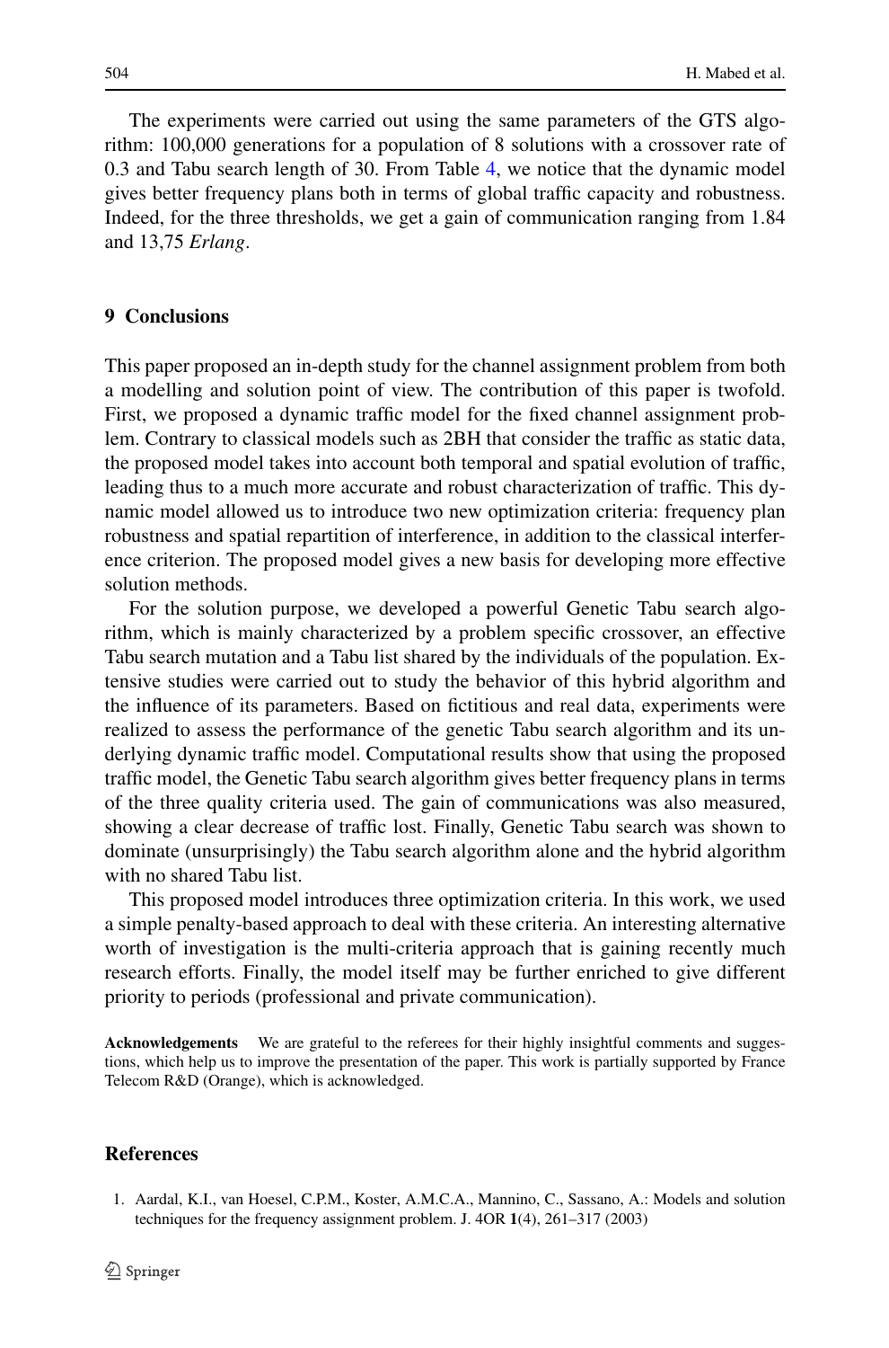The experiments were carried out using the same parameters of the GTS algorithm: 100,000 generations for a population of 8 solutions with a crossover rate of 0.3 and Tabu search length of 30. From Table 4, we notice that the dynamic model gives better frequency plans both in terms of global traffic capacity and robustness. Indeed, for the three thresholds, we get a gain of communication ranging from 1.84 and 13,75 *Erlang*.

## 9 Conclusions

This paper proposed an in-depth study for the channel assignment problem from both a modelling and solution point of view. The contribution of this paper is twofold. First, we proposed a dynamic traffic model for the fixed channel assignment problem. Contrary to classical models such as 2BH that consider the traffic as static data, the proposed model takes into account both temporal and spatial evolution of traffic, leading thus to a much more accurate and robust characterization of traffic. This dynamic model allowed us to introduce two new optimization criteria: frequency plan robustness and spatial repartition of interference, in addition to the classical interference criterion. The proposed model gives a new basis for developing more effective solution methods.

For the solution purpose, we developed a powerful Genetic Tabu search algorithm, which is mainly characterized by a problem specific crossover, an effective Tabu search mutation and a Tabu list shared by the individuals of the population. Extensive studies were carried out to study the behavior of this hybrid algorithm and the influence of its parameters. Based on fictitious and real data, experiments were realized to assess the performance of the genetic Tabu search algorithm and its underlying dynamic traffic model. Computational results show that using the proposed traffic model, the Genetic Tabu search algorithm gives better frequency plans in terms of the three quality criteria used. The gain of communications was also measured, showing a clear decrease of traffic lost. Finally, Genetic Tabu search was shown to dominate (unsurprisingly) the Tabu search algorithm alone and the hybrid algorithm with no shared Tabu list.

This proposed model introduces three optimization criteria. In this work, we used a simple penalty-based approach to deal with these criteria. An interesting alternative worth of investigation is the multi-criteria approach that is gaining recently much research efforts. Finally, the model itself may be further enriched to give different priority to periods (professional and private communication).

**Acknowledgements** We are grateful to the referees for their highly insightful comments and suggestions, which help us to improve the presentation of the paper. This work is partially supported by France Telecom R&D (Orange), which is acknowledged.

## References

1. Aardal, K.I., van Hoesel, C.P.M., Koster, A.M.C.A., Mannino, C., Sassano, A.: Models and solution techniques for the frequency assignment problem. J. 4OR **1**(4), 261–317 (2003)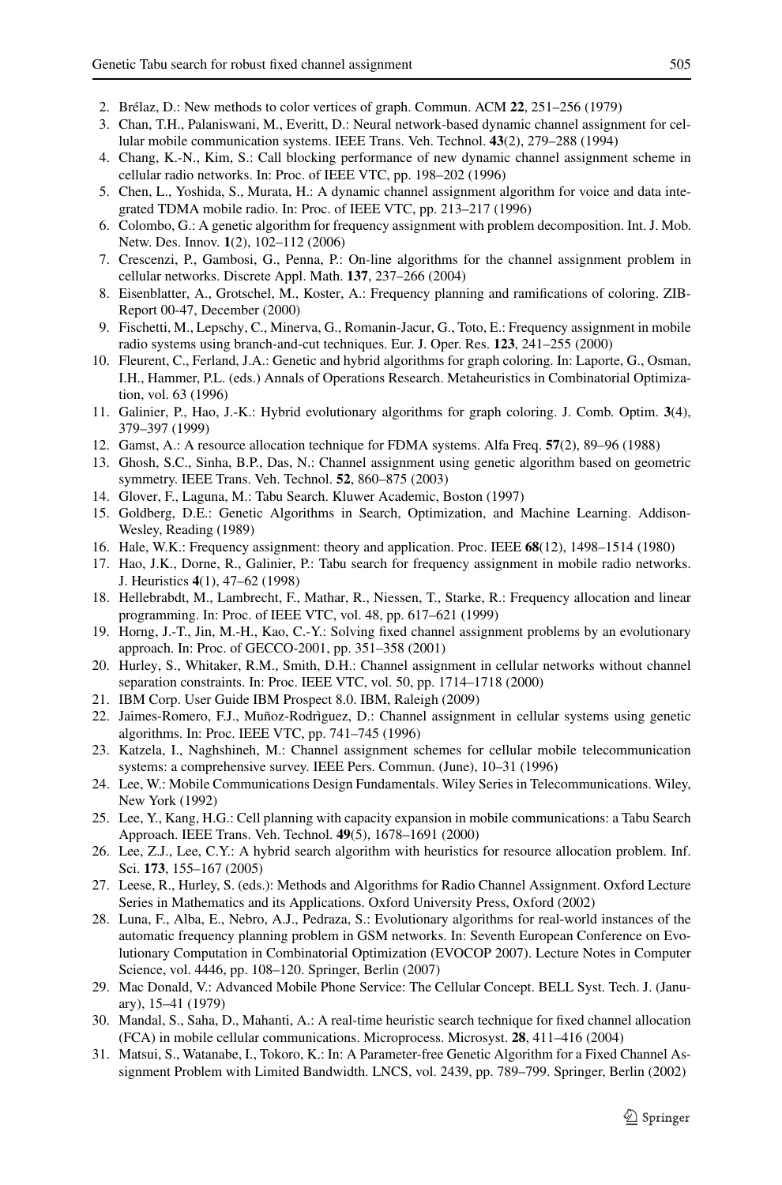2. Brélaz, D.: New methods to color vertices of graph. Commun. ACM **22**, 251–256 (1979)
3. Chan, T.H., Palaniswani, M., Everitt, D.: Neural network-based dynamic channel assignment for cellular mobile communication systems. IEEE Trans. Veh. Technol. **43**(2), 279–288 (1994)
4. Chang, K.-N., Kim, S.: Call blocking performance of new dynamic channel assignment scheme in cellular radio networks. In: Proc. of IEEE VTC, pp. 198–202 (1996)
5. Chen, L., Yoshida, S., Murata, H.: A dynamic channel assignment algorithm for voice and data integrated TDMA mobile radio. In: Proc. of IEEE VTC, pp. 213–217 (1996)
6. Colombo, G.: A genetic algorithm for frequency assignment with problem decomposition. Int. J. Mob. Netw. Des. Innov. **1**(2), 102–112 (2006)
7. Crescenzi, P., Gambosi, G., Penna, P.: On-line algorithms for the channel assignment problem in cellular networks. Discrete Appl. Math. **137**, 237–266 (2004)
8. Eisenblatter, A., Grotschel, M., Koster, A.: Frequency planning and ramifications of coloring. ZIB-Report 00-47, December (2000)
9. Fischetti, M., Lepschy, C., Minerva, G., Romanin-Jacur, G., Toto, E.: Frequency assignment in mobile radio systems using branch-and-cut techniques. Eur. J. Oper. Res. **123**, 241–255 (2000)
10. Fleurent, C., Ferland, J.A.: Genetic and hybrid algorithms for graph coloring. In: Laporte, G., Osman, I.H., Hammer, P.L. (eds.) Annals of Operations Research. Metaheuristics in Combinatorial Optimization, vol. 63 (1996)
11. Galinier, P., Hao, J.-K.: Hybrid evolutionary algorithms for graph coloring. J. Comb. Optim. **3**(4), 379–397 (1999)
12. Gamst, A.: A resource allocation technique for FDMA systems. Alfa Freq. **57**(2), 89–96 (1988)
13. Ghosh, S.C., Sinha, B.P., Das, N.: Channel assignment using genetic algorithm based on geometric symmetry. IEEE Trans. Veh. Technol. **52**, 860–875 (2003)
14. Glover, F., Laguna, M.: Tabu Search. Kluwer Academic, Boston (1997)
15. Goldberg, D.E.: Genetic Algorithms in Search, Optimization, and Machine Learning. Addison-Wesley, Reading (1989)
16. Hale, W.K.: Frequency assignment: theory and application. Proc. IEEE **68**(12), 1498–1514 (1980)
17. Hao, J.K., Dorne, R., Galinier, P.: Tabu search for frequency assignment in mobile radio networks. J. Heuristics **4**(1), 47–62 (1998)
18. Hellebrabdt, M., Lambrecht, F., Mathar, R., Niessen, T., Starke, R.: Frequency allocation and linear programming. In: Proc. of IEEE VTC, vol. 48, pp. 617–621 (1999)
19. Horng, J.-T., Jin, M.-H., Kao, C.-Y.: Solving fixed channel assignment problems by an evolutionary approach. In: Proc. of GECCO-2001, pp. 351–358 (2001)
20. Hurley, S., Whitaker, R.M., Smith, D.H.: Channel assignment in cellular networks without channel separation constraints. In: Proc. IEEE VTC, vol. 50, pp. 1714–1718 (2000)
21. IBM Corp. User Guide IBM Prospect 8.0. IBM, Raleigh (2009)
22. Jaimes-Romero, F.J., Muñoz-Rodrìguez, D.: Channel assignment in cellular systems using genetic algorithms. In: Proc. IEEE VTC, pp. 741–745 (1996)
23. Katzela, I., Naghshineh, M.: Channel assignment schemes for cellular mobile telecommunication systems: a comprehensive survey. IEEE Pers. Commun. (June), 10–31 (1996)
24. Lee, W.: Mobile Communications Design Fundamentals. Wiley Series in Telecommunications. Wiley, New York (1992)
25. Lee, Y., Kang, H.G.: Cell planning with capacity expansion in mobile communications: a Tabu Search Approach. IEEE Trans. Veh. Technol. **49**(5), 1678–1691 (2000)
26. Lee, Z.J., Lee, C.Y.: A hybrid search algorithm with heuristics for resource allocation problem. Inf. Sci. **173**, 155–167 (2005)
27. Leese, R., Hurley, S. (eds.): Methods and Algorithms for Radio Channel Assignment. Oxford Lecture Series in Mathematics and its Applications. Oxford University Press, Oxford (2002)
28. Luna, F., Alba, E., Nebro, A.J., Pedraza, S.: Evolutionary algorithms for real-world instances of the automatic frequency planning problem in GSM networks. In: Seventh European Conference on Evolutionary Computation in Combinatorial Optimization (EVOCOP 2007). Lecture Notes in Computer Science, vol. 4446, pp. 108–120. Springer, Berlin (2007)
29. Mac Donald, V.: Advanced Mobile Phone Service: The Cellular Concept. BELL Syst. Tech. J. (January), 15–41 (1979)
30. Mandal, S., Saha, D., Mahanti, A.: A real-time heuristic search technique for fixed channel allocation (FCA) in mobile cellular communications. Microprocess. Microsyst. **28**, 411–416 (2004)
31. Matsui, S., Watanabe, I., Tokoro, K.: In: A Parameter-free Genetic Algorithm for a Fixed Channel Assignment Problem with Limited Bandwidth. LNCS, vol. 2439, pp. 789–799. Springer, Berlin (2002)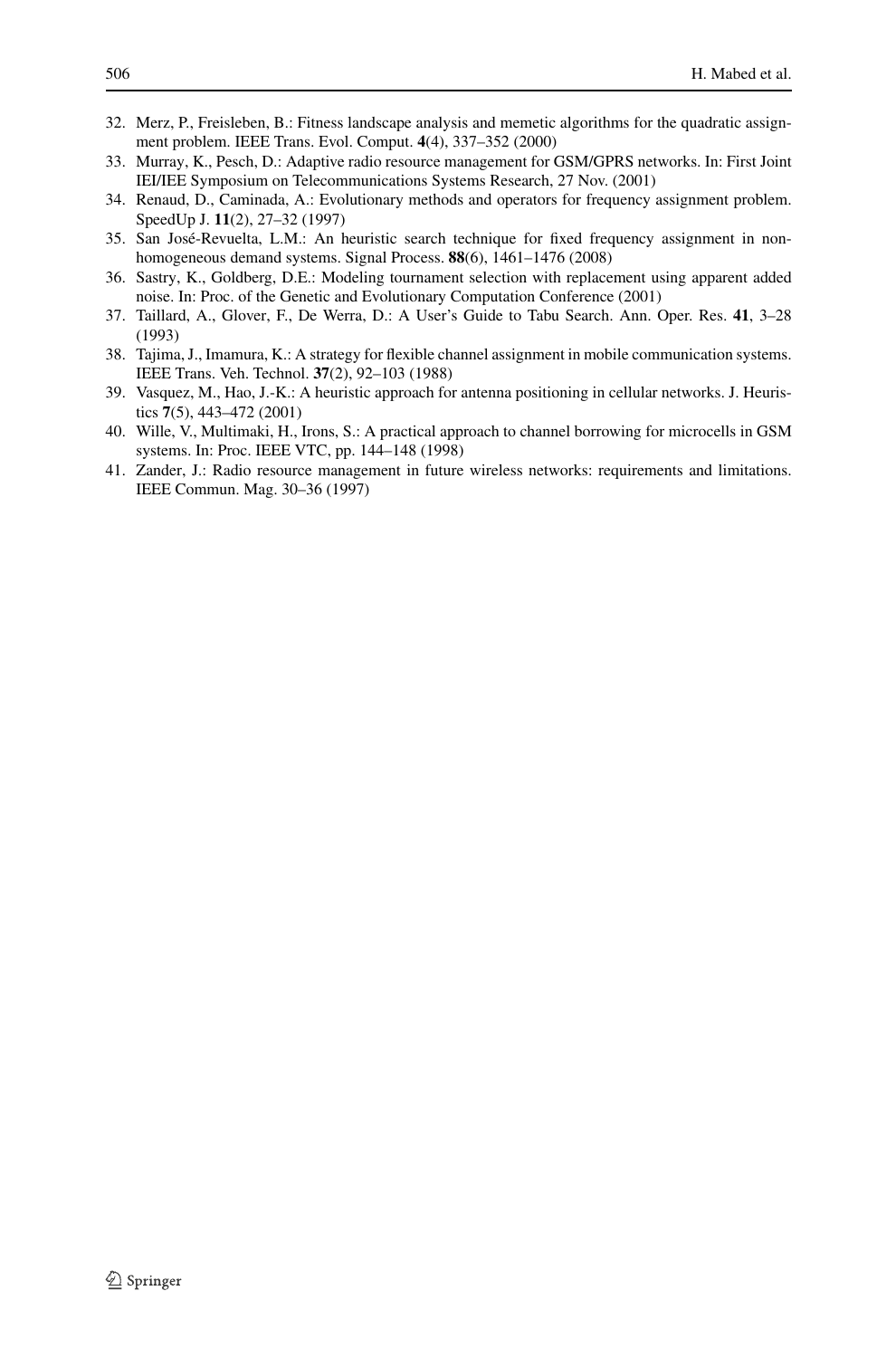32. Merz, P., Freisleben, B.: Fitness landscape analysis and memetic algorithms for the quadratic assignment problem. IEEE Trans. Evol. Comput. **4**(4), 337–352 (2000)
33. Murray, K., Pesch, D.: Adaptive radio resource management for GSM/GPRS networks. In: First Joint IEI/IEE Symposium on Telecommunications Systems Research, 27 Nov. (2001)
34. Renaud, D., Caminada, A.: Evolutionary methods and operators for frequency assignment problem. SpeedUp J. **11**(2), 27–32 (1997)
35. San José-Revuelta, L.M.: An heuristic search technique for fixed frequency assignment in nonhomogeneous demand systems. Signal Process. **88**(6), 1461–1476 (2008)
36. Sastry, K., Goldberg, D.E.: Modeling tournament selection with replacement using apparent added noise. In: Proc. of the Genetic and Evolutionary Computation Conference (2001)
37. Taillard, A., Glover, F., De Werra, D.: A User's Guide to Tabu Search. Ann. Oper. Res. **41**, 3–28 (1993)
38. Tajima, J., Imamura, K.: A strategy for flexible channel assignment in mobile communication systems. IEEE Trans. Veh. Technol. **37**(2), 92–103 (1988)
39. Vasquez, M., Hao, J.-K.: A heuristic approach for antenna positioning in cellular networks. J. Heuristics **7**(5), 443–472 (2001)
40. Wille, V., Multimaki, H., Irons, S.: A practical approach to channel borrowing for microcells in GSM systems. In: Proc. IEEE VTC, pp. 144–148 (1998)
41. Zander, J.: Radio resource management in future wireless networks: requirements and limitations. IEEE Commun. Mag. 30–36 (1997)